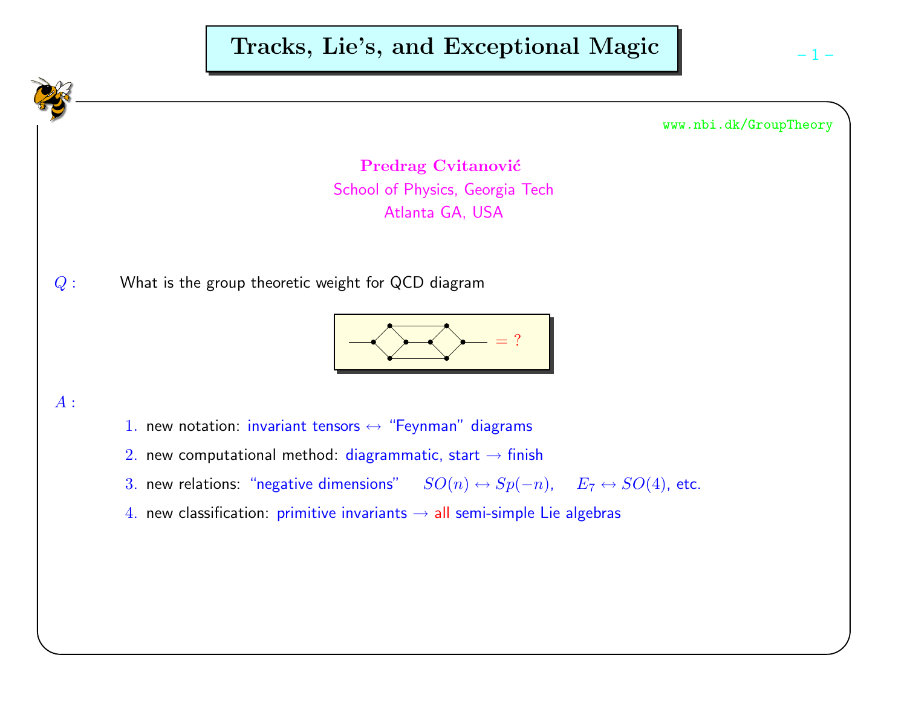# Tracks, Lie's, and Exceptional Magic

www.nbi.dk/GroupTheory

**Predrag Cvitanović**
School of Physics, Georgia Tech
Atlanta GA, USA

*Q* : What is the group theoretic weight for QCD diagram

$$= ?$$

*A* :

1. new notation: invariant tensors ↔ "Feynman" diagrams
2. new computational method: diagrammatic, start → finish
3. new relations: "negative dimensions" $SO(n) \leftrightarrow Sp(-n)$, $E_7 \leftrightarrow SO(4)$, etc.
4. new classification: primitive invariants → all semi-simple Lie algebras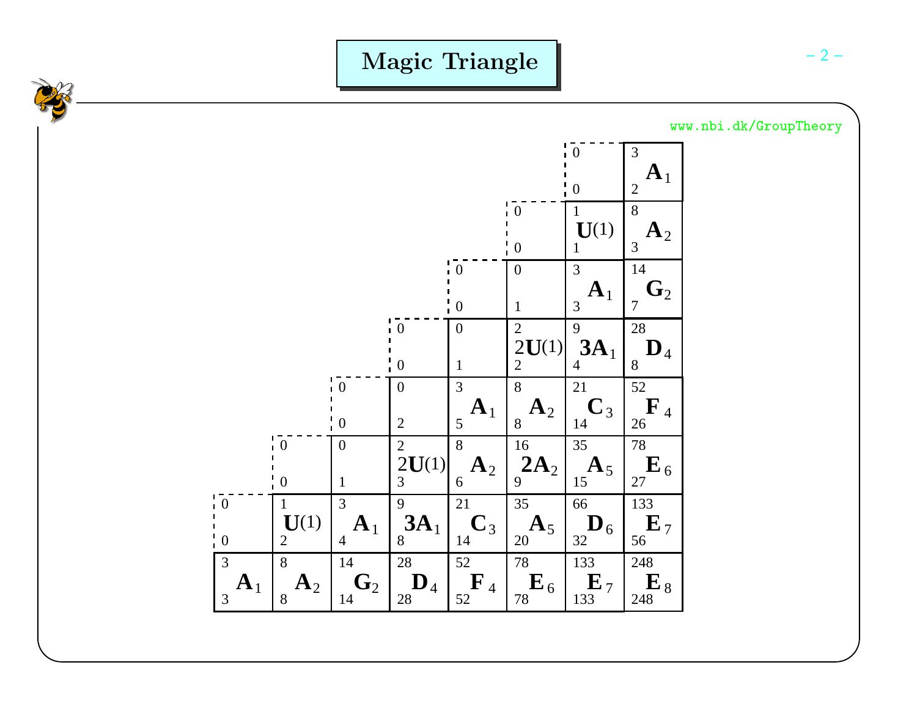# Magic Triangle

| | | | | | | | |
|---|---|---|---|---|---|---|---|
| | | | | | | 0 / 0 | 3 $\mathbf{A}_1$ 2 |
| | | | | | 0 / 0 | 1 $\mathbf{U}(1)$ 1 | 8 $\mathbf{A}_2$ 3 |
| | | | | 0 / 0 | 0 / 1 | 3 $\mathbf{A}_1$ 3 | 14 $\mathbf{G}_2$ 7 |
| | | | 0 / 0 | 0 / 1 | 2 $2\mathbf{U}(1)$ 2 | 9 $\mathbf{3A}_1$ 4 | 28 $\mathbf{D}_4$ 8 |
| | | 0 / 0 | 0 / 2 | 3 $\mathbf{A}_1$ 5 | 8 $\mathbf{A}_2$ 8 | 21 $\mathbf{C}_3$ 14 | 52 $\mathbf{F}_4$ 26 |
| | 0 / 0 | 0 / 1 | 2 $2\mathbf{U}(1)$ 3 | 8 $\mathbf{A}_2$ 6 | 16 $\mathbf{2A}_2$ 9 | 35 $\mathbf{A}_5$ 15 | 78 $\mathbf{E}_6$ 27 |
| 0 / 0 | 1 $\mathbf{U}(1)$ 2 | 3 $\mathbf{A}_1$ 4 | 9 $\mathbf{3A}_1$ 8 | 21 $\mathbf{C}_3$ 14 | 35 $\mathbf{A}_5$ 20 | 66 $\mathbf{D}_6$ 32 | 133 $\mathbf{E}_7$ 56 |
| 3 $\mathbf{A}_1$ 3 | 8 $\mathbf{A}_2$ 8 | 14 $\mathbf{G}_2$ 14 | 28 $\mathbf{D}_4$ 28 | 52 $\mathbf{F}_4$ 52 | 78 $\mathbf{E}_6$ 78 | 133 $\mathbf{E}_7$ 133 | 248 $\mathbf{E}_8$ 248 |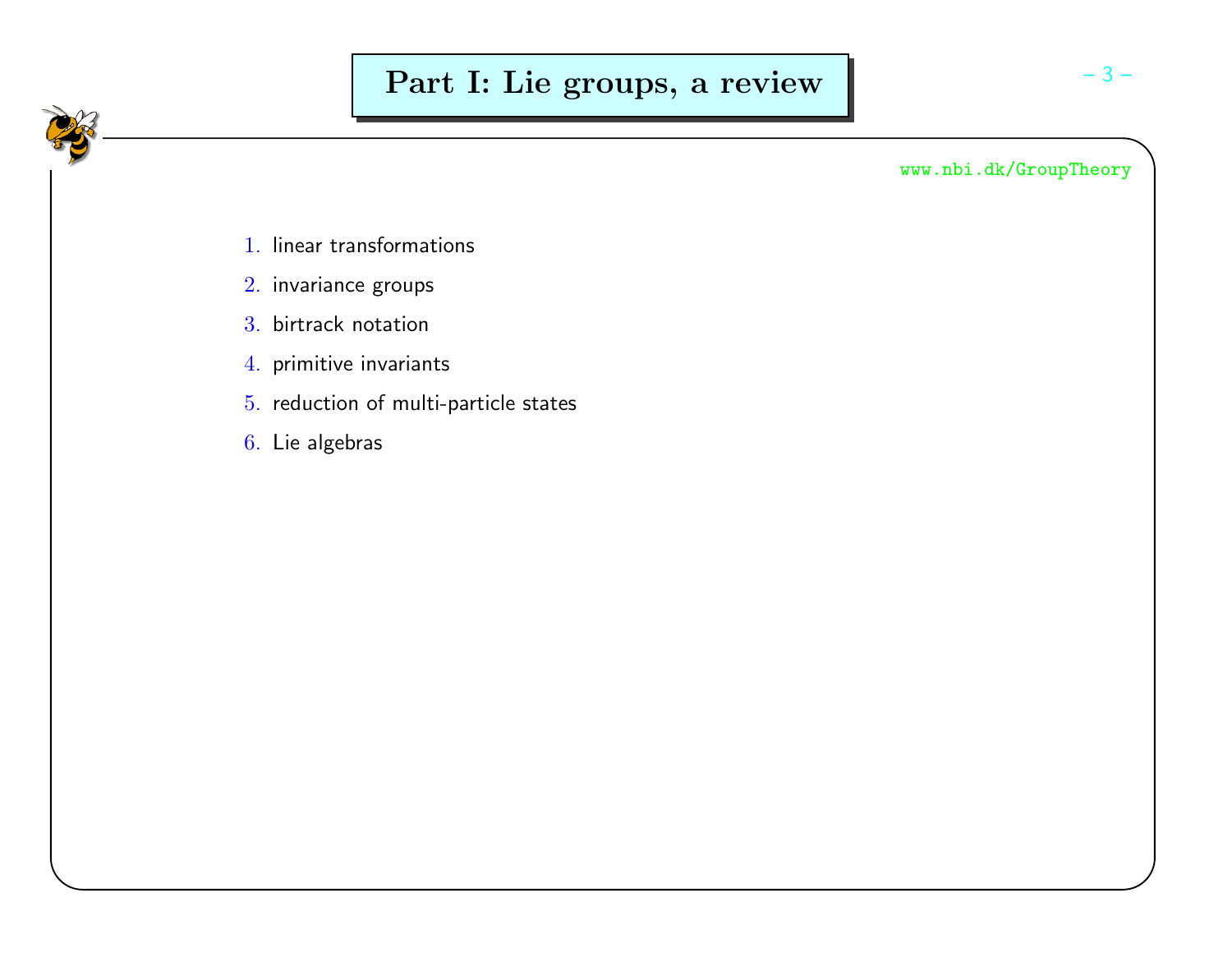# Part I: Lie groups, a review

1. linear transformations
2. invariance groups
3. birtrack notation
4. primitive invariants
5. reduction of multi-particle states
6. Lie algebras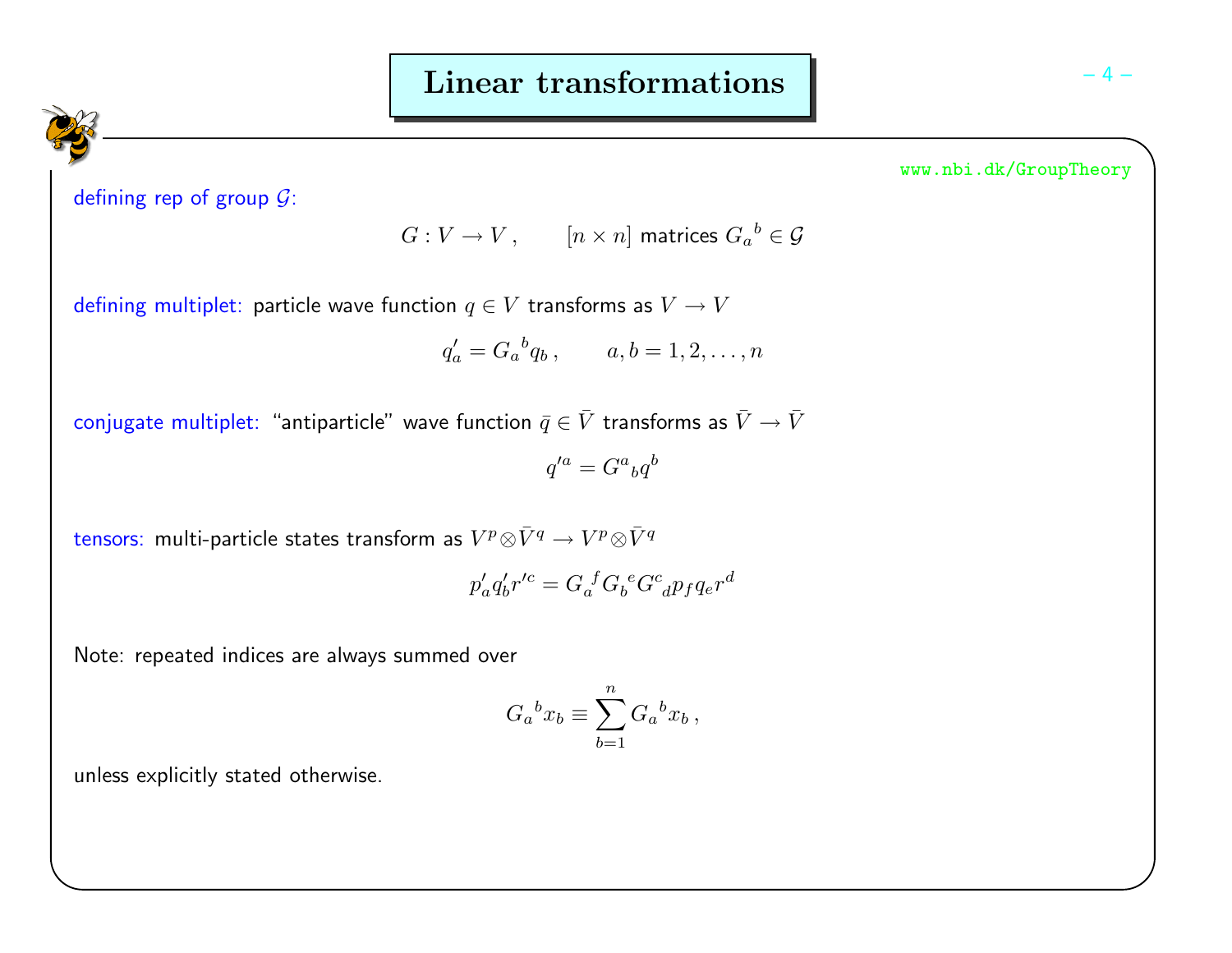# Linear transformations

defining rep of group $\mathcal{G}$:

$$G : V \to V \,, \qquad [n \times n] \text{ matrices } G_a{}^b \in \mathcal{G}$$

defining multiplet: particle wave function $q \in V$ transforms as $V \to V$

$$q'_a = G_a{}^b q_b \,, \qquad a, b = 1, 2, \ldots, n$$

conjugate multiplet: "antiparticle" wave function $\bar{q} \in \bar{V}$ transforms as $\bar{V} \to \bar{V}$

$$q'^a = G^a{}_b q^b$$

tensors: multi-particle states transform as $V^p \otimes \bar{V}^q \to V^p \otimes \bar{V}^q$

$$p'_a q'_b r'^c = G_a{}^f G_b{}^e G^c{}_d p_f q_e r^d$$

Note: repeated indices are always summed over

$$G_a{}^b x_b \equiv \sum_{b=1}^{n} G_a{}^b x_b \,,$$

unless explicitly stated otherwise.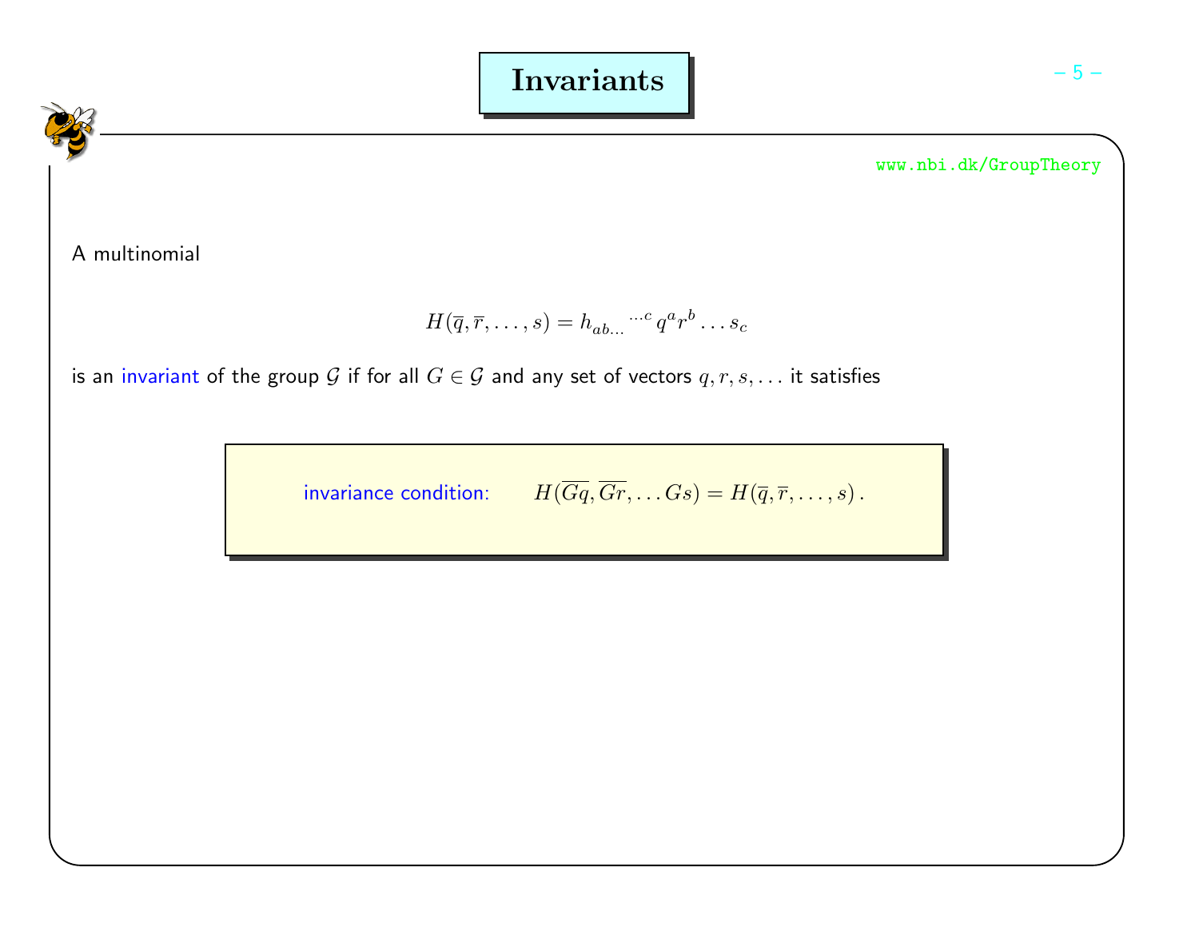# Invariants

A multinomial

$$H(\overline{q}, \overline{r}, \ldots, s) = h_{ab\ldots}{}^{\ldots c}\, q^a r^b \ldots s_c$$

is an invariant of the group $\mathcal{G}$ if for all $G \in \mathcal{G}$ and any set of vectors $q, r, s, \ldots$ it satisfies

**invariance condition:** $\quad H(\overline{Gq}, \overline{Gr}, \ldots Gs) = H(\overline{q}, \overline{r}, \ldots, s)\,.$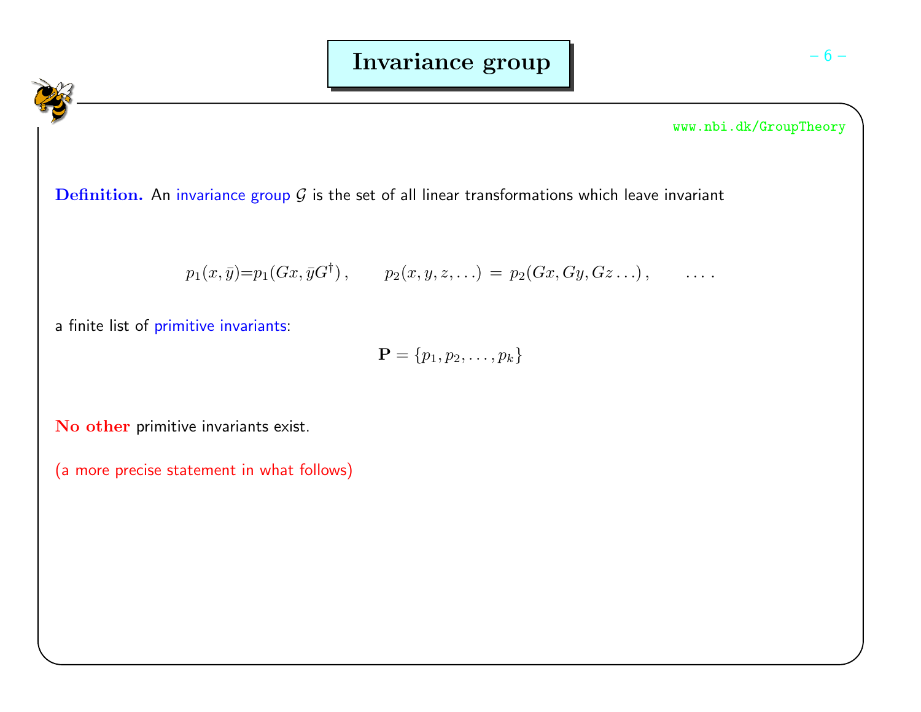# Invariance group

www.nbi.dk/GroupTheory

**Definition.** An invariance group $\mathcal{G}$ is the set of all linear transformations which leave invariant

$$p_1(x,\bar{y}) = p_1(Gx, \bar{y}G^\dagger)\,, \qquad p_2(x,y,z,\ldots) = p_2(Gx, Gy, Gz\ldots)\,, \qquad \ldots.$$

a finite list of primitive invariants:

$$\mathbf{P} = \{p_1, p_2, \ldots, p_k\}$$

**No other** primitive invariants exist.

(a more precise statement in what follows)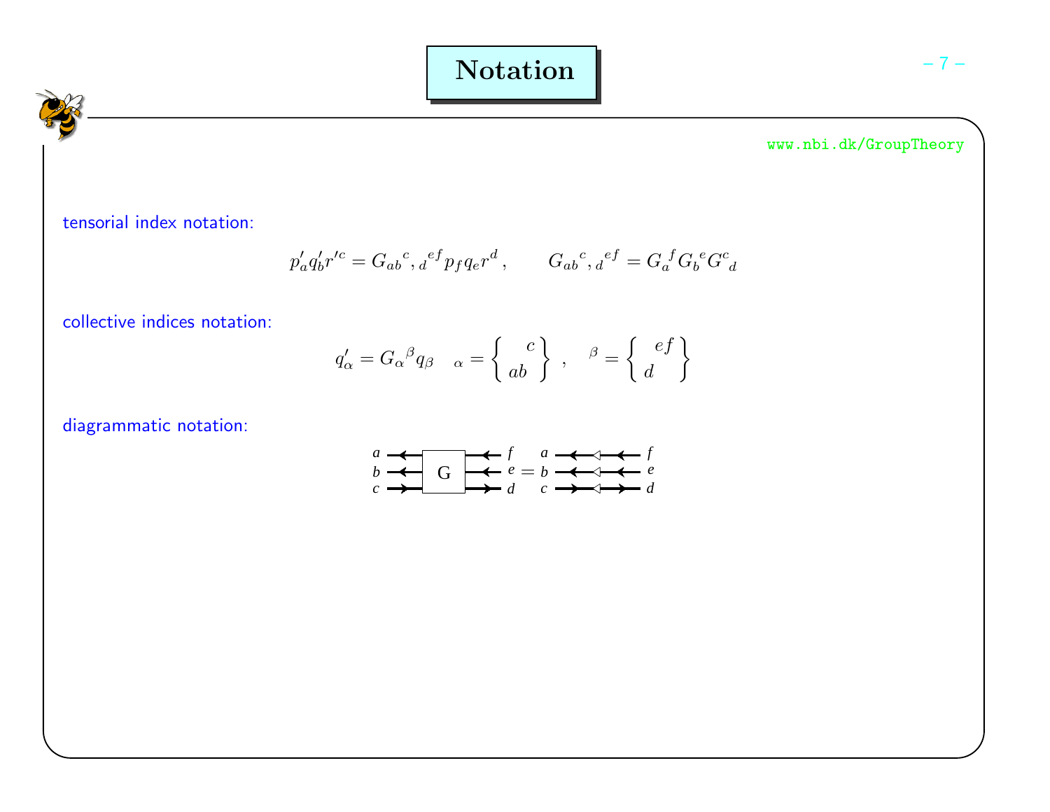# Notation

www.nbi.dk/GroupTheory

tensorial index notation:

$$p'_a q'_b r'^c = G_{ab}{}^c{}_{,d}{}^{ef} p_f q_e r^d \,, \qquad G_{ab}{}^c{}_{,d}{}^{ef} = G_a{}^f G_b{}^e G^c{}_d$$

collective indices notation:

$$q'_\alpha = G_\alpha{}^\beta q_\beta \quad {}_\alpha = \left\{ \begin{matrix} & c \\ ab & \end{matrix} \right\} \,, \quad {}^\beta = \left\{ \begin{matrix} & ef \\ d & \end{matrix} \right\}$$

diagrammatic notation: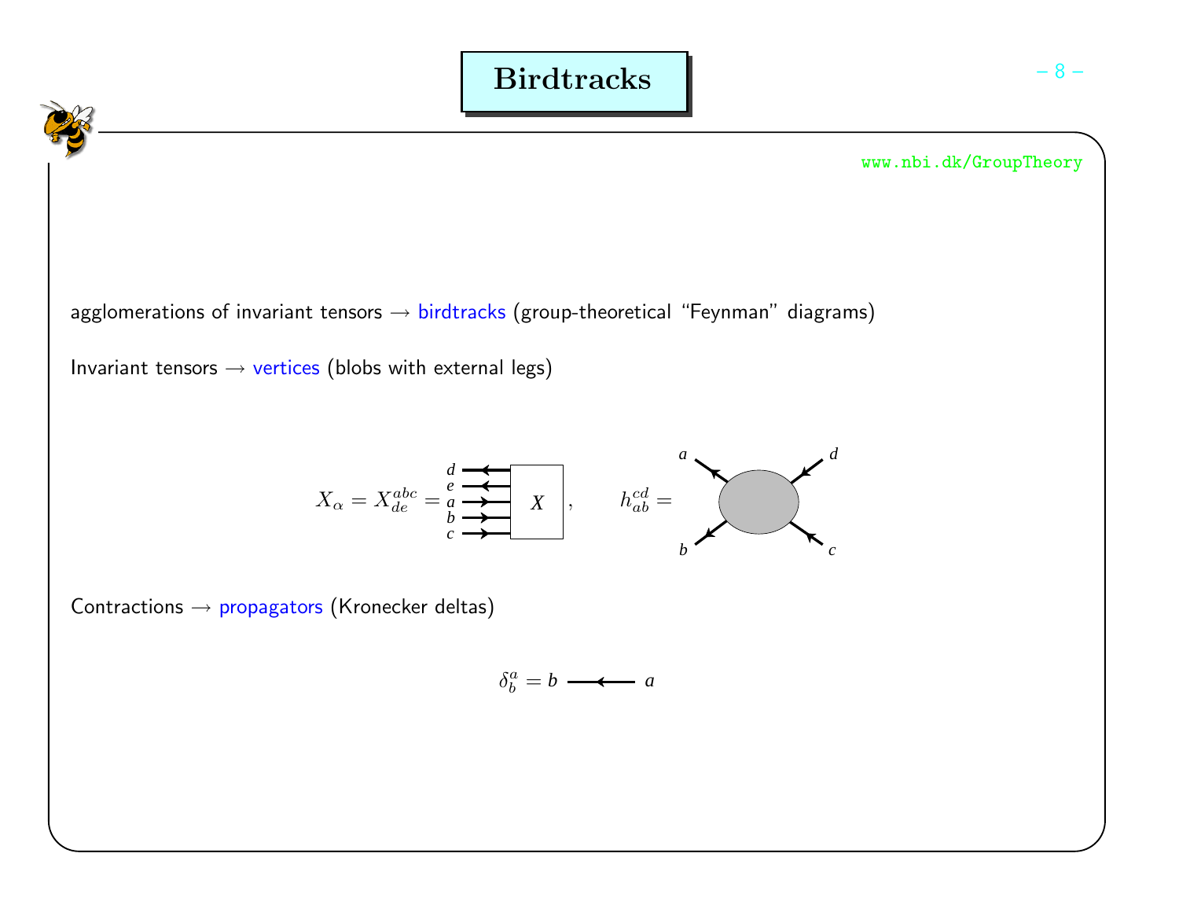# Birdtracks

www.nbi.dk/GroupTheory

agglomerations of invariant tensors → birdtracks (group-theoretical "Feynman" diagrams)

Invariant tensors → vertices (blobs with external legs)

$$X_\alpha = X^{abc}_{de} = \quad , \qquad h^{cd}_{ab} =$$

Contractions → propagators (Kronecker deltas)

$$\delta^a_b = b \longleftarrow a$$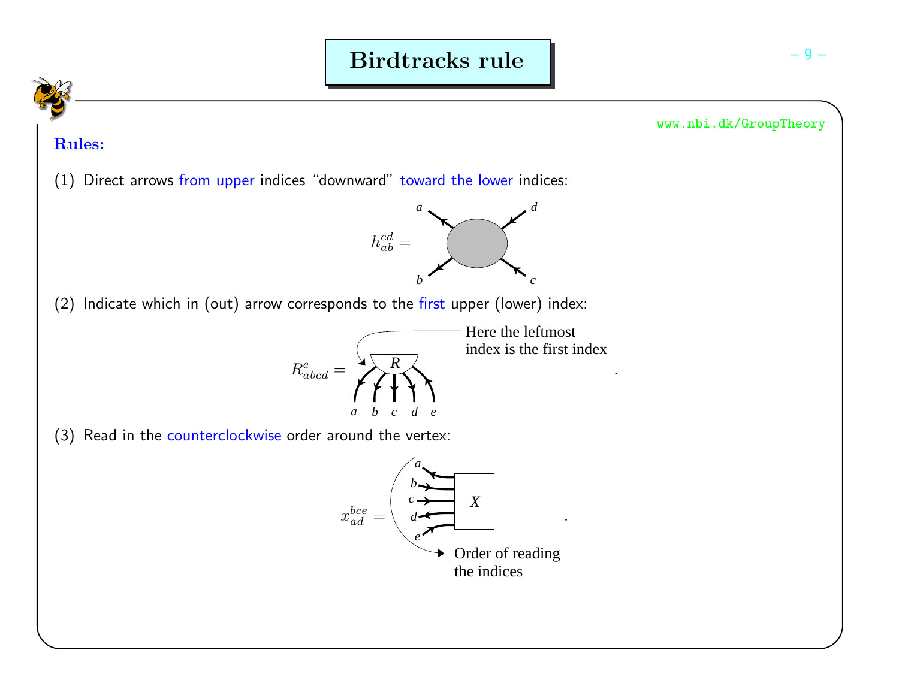# Birdtracks rule

**Rules:**

(1) Direct arrows from upper indices "downward" toward the lower indices:

$$h_{ab}^{cd} =$$

(2) Indicate which in (out) arrow corresponds to the first upper (lower) index:

$$R_{abcd}^{e} =$$

Here the leftmost index is the first index

(3) Read in the counterclockwise order around the vertex:

$$x_{ad}^{bce} =$$

Order of reading the indices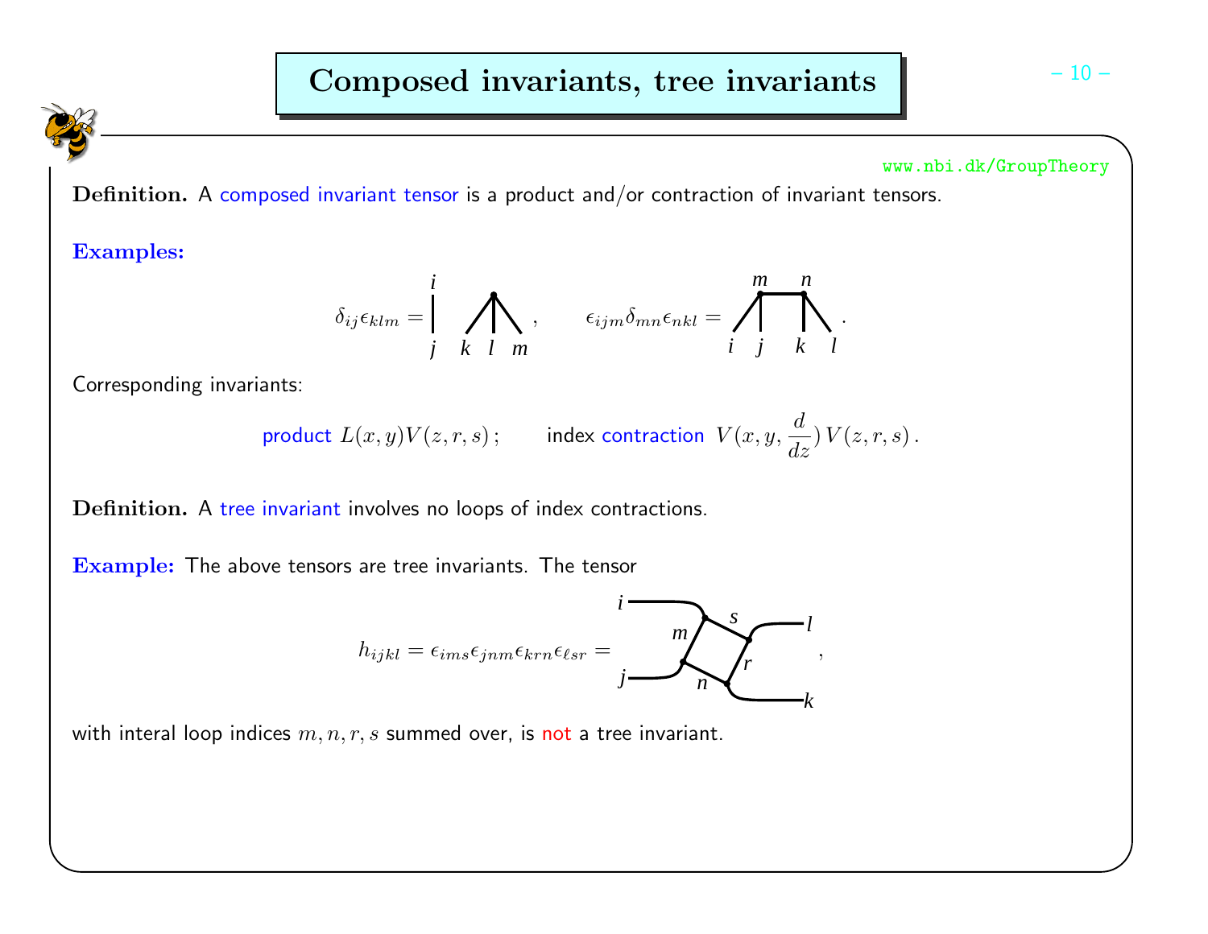# Composed invariants, tree invariants

**Definition.** A composed invariant tensor is a product and/or contraction of invariant tensors.

**Examples:**

$$\delta_{ij}\epsilon_{klm} = \quad , \qquad \epsilon_{ijm}\delta_{mn}\epsilon_{nkl} = \quad .$$

Corresponding invariants:

$$\text{product } L(x,y)V(z,r,s)\,; \qquad \text{index contraction } V(x,y,\frac{d}{dz})\,V(z,r,s)\,.$$

**Definition.** A tree invariant involves no loops of index contractions.

**Example:** The above tensors are tree invariants. The tensor

$$h_{ijkl} = \epsilon_{ims}\epsilon_{jnm}\epsilon_{krn}\epsilon_{\ell sr} = \quad ,$$

with interal loop indices $m, n, r, s$ summed over, is not a tree invariant.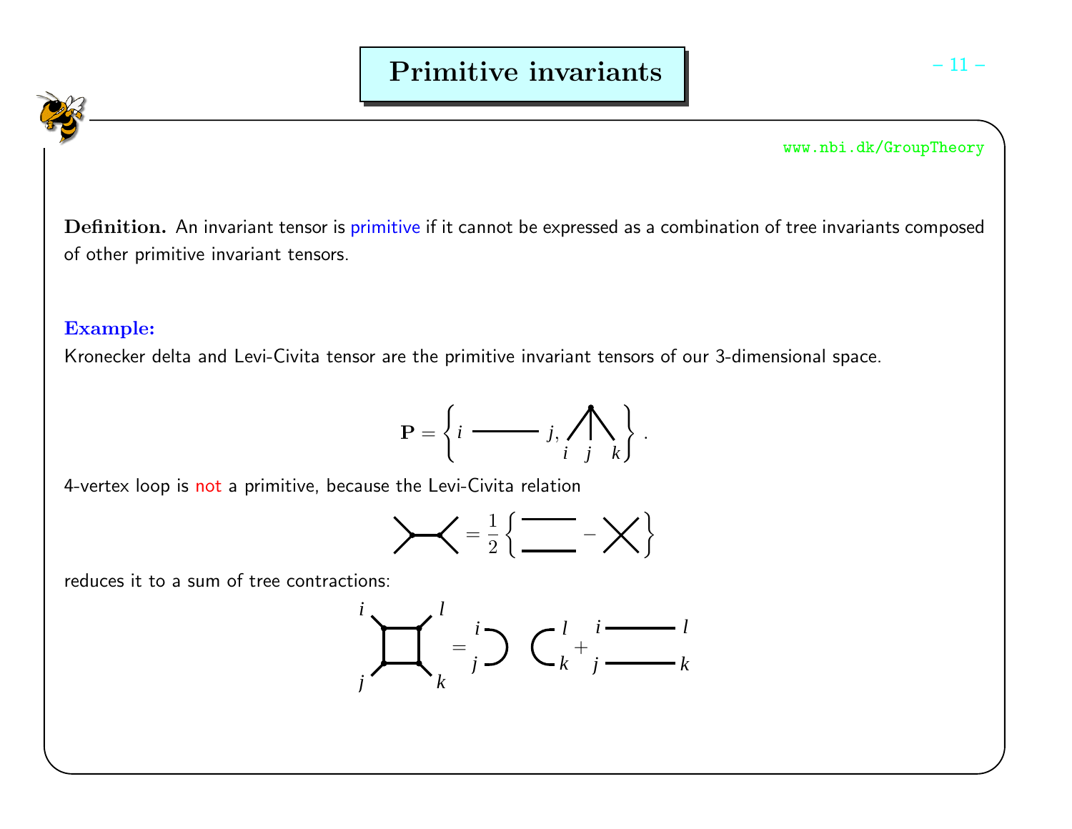# Primitive invariants

www.nbi.dk/GroupTheory

**Definition.** An invariant tensor is primitive if it cannot be expressed as a combination of tree invariants composed of other primitive invariant tensors.

**Example:**

Kronecker delta and Levi-Civita tensor are the primitive invariant tensors of our 3-dimensional space.

$$\mathbf{P} = \left\{ i \;\text{———}\; j,\; \epsilon_{ijk} \right\}.$$

4-vertex loop is not a primitive, because the Levi-Civita relation

$$\text{(two contracted 3-vertices)} = \frac{1}{2}\left\{ \text{(two parallel lines)} - \text{(crossed lines)} \right\}$$

reduces it to a sum of tree contractions:

$$\text{(square loop with external legs } i, l, k, j) = \delta_{ij}\delta_{lk} + \delta_{il}\delta_{jk}$$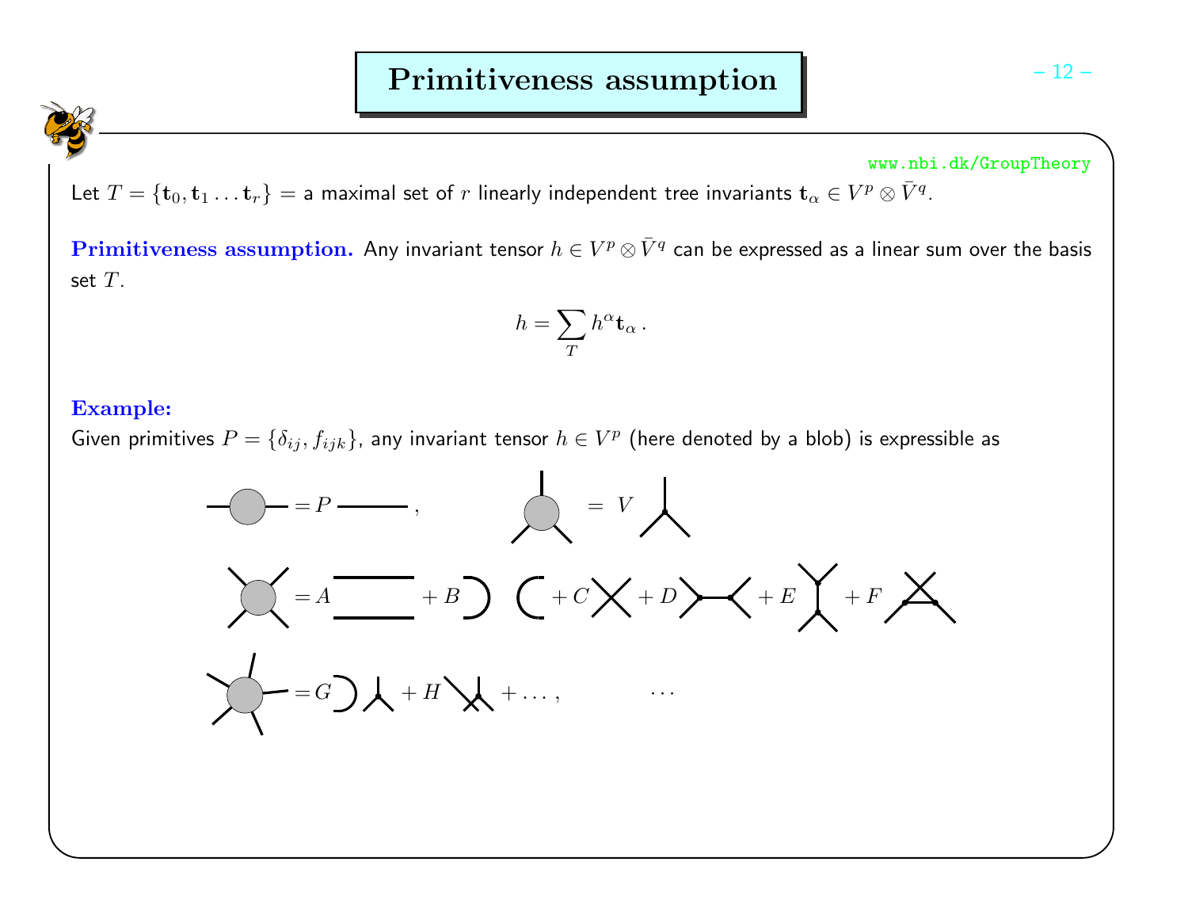# Primitiveness assumption

Let $T = \{\mathbf{t}_0, \mathbf{t}_1 \ldots \mathbf{t}_r\}$ = a maximal set of $r$ linearly independent tree invariants $\mathbf{t}_\alpha \in V^p \otimes \bar{V}^q$.

**Primitiveness assumption.** Any invariant tensor $h \in V^p \otimes \bar{V}^q$ can be expressed as a linear sum over the basis set $T$.

$$h = \sum_T h^\alpha \mathbf{t}_\alpha \,.$$

**Example:**

Given primitives $P = \{\delta_{ij}, f_{ijk}\}$, any invariant tensor $h \in V^p$ (here denoted by a blob) is expressible as

$= P$ , $= V$

$= A + B + C + D + E + F$

$= G + H + \ldots,$ $\cdots$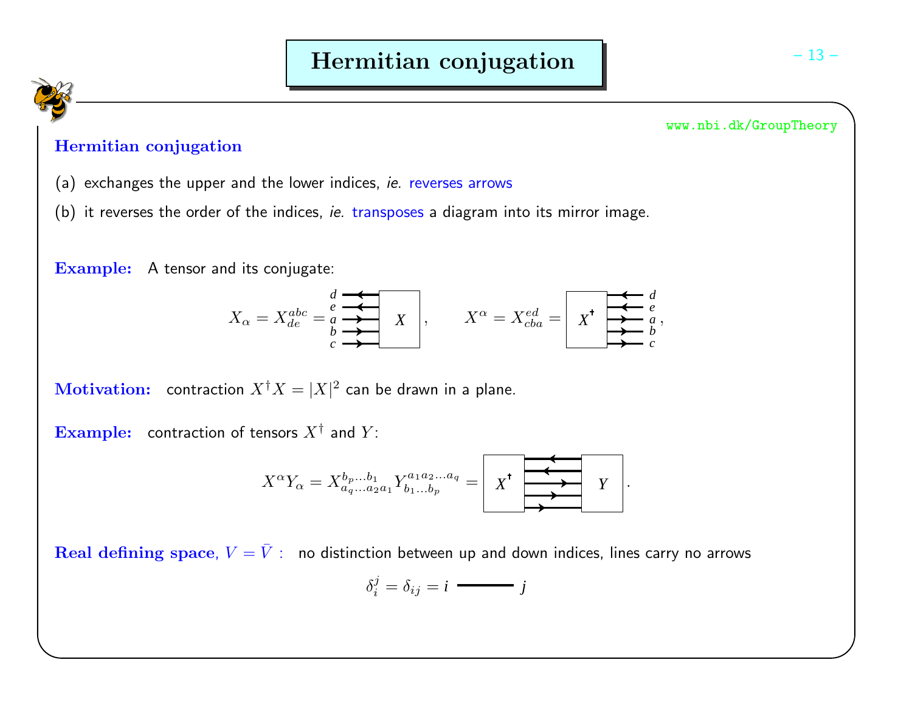# Hermitian conjugation

www.nbi.dk/GroupTheory

**Hermitian conjugation**

(a) exchanges the upper and the lower indices, *ie.* reverses arrows

(b) it reverses the order of the indices, *ie.* transposes a diagram into its mirror image.

**Example:** A tensor and its conjugate:

$$X_\alpha = X_{de}^{abc} = \quad , \qquad X^\alpha = X_{cba}^{ed} = \quad ,$$

**Motivation:** contraction $X^\dagger X = |X|^2$ can be drawn in a plane.

**Example:** contraction of tensors $X^\dagger$ and $Y$:

$$X^\alpha Y_\alpha = X_{a_q \ldots a_2 a_1}^{b_p \ldots b_1} Y_{b_1 \ldots b_p}^{a_1 a_2 \ldots a_q} = \quad .$$

**Real defining space**, $V = \bar{V}$ **:** no distinction between up and down indices, lines carry no arrows

$$\delta_i^j = \delta_{ij} = i \;\text{———}\; j$$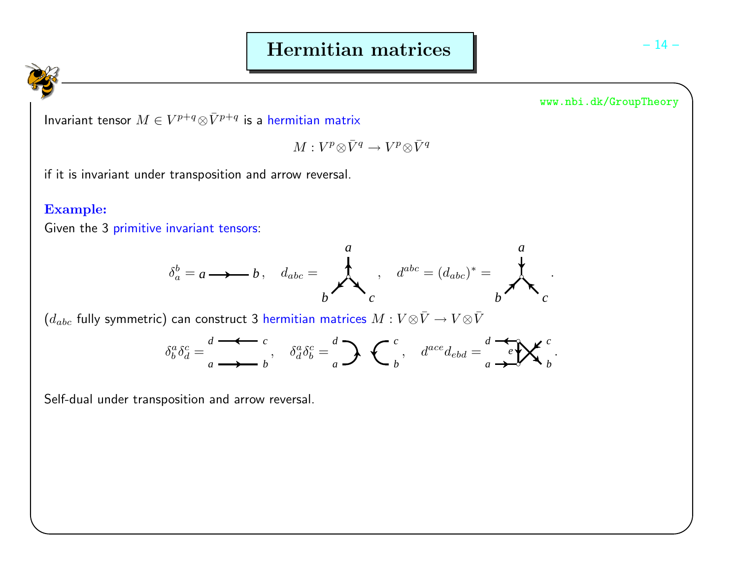# Hermitian matrices

Invariant tensor $M \in V^{p+q} \otimes \bar{V}^{p+q}$ is a hermitian matrix

$$M : V^p \otimes \bar{V}^q \to V^p \otimes \bar{V}^q$$

if it is invariant under transposition and arrow reversal.

**Example:**

Given the 3 primitive invariant tensors:

$$\delta_a^b = a \longrightarrow b\,, \quad d_{abc} = \quad , \quad d^{abc} = (d_{abc})^* = \quad .$$

($d_{abc}$ fully symmetric) can construct 3 hermitian matrices $M : V \otimes \bar{V} \to V \otimes \bar{V}$

$$\delta_b^a \delta_d^c = \quad , \quad \delta_d^a \delta_b^c = \quad , \quad d^{ace} d_{ebd} = \quad .$$

Self-dual under transposition and arrow reversal.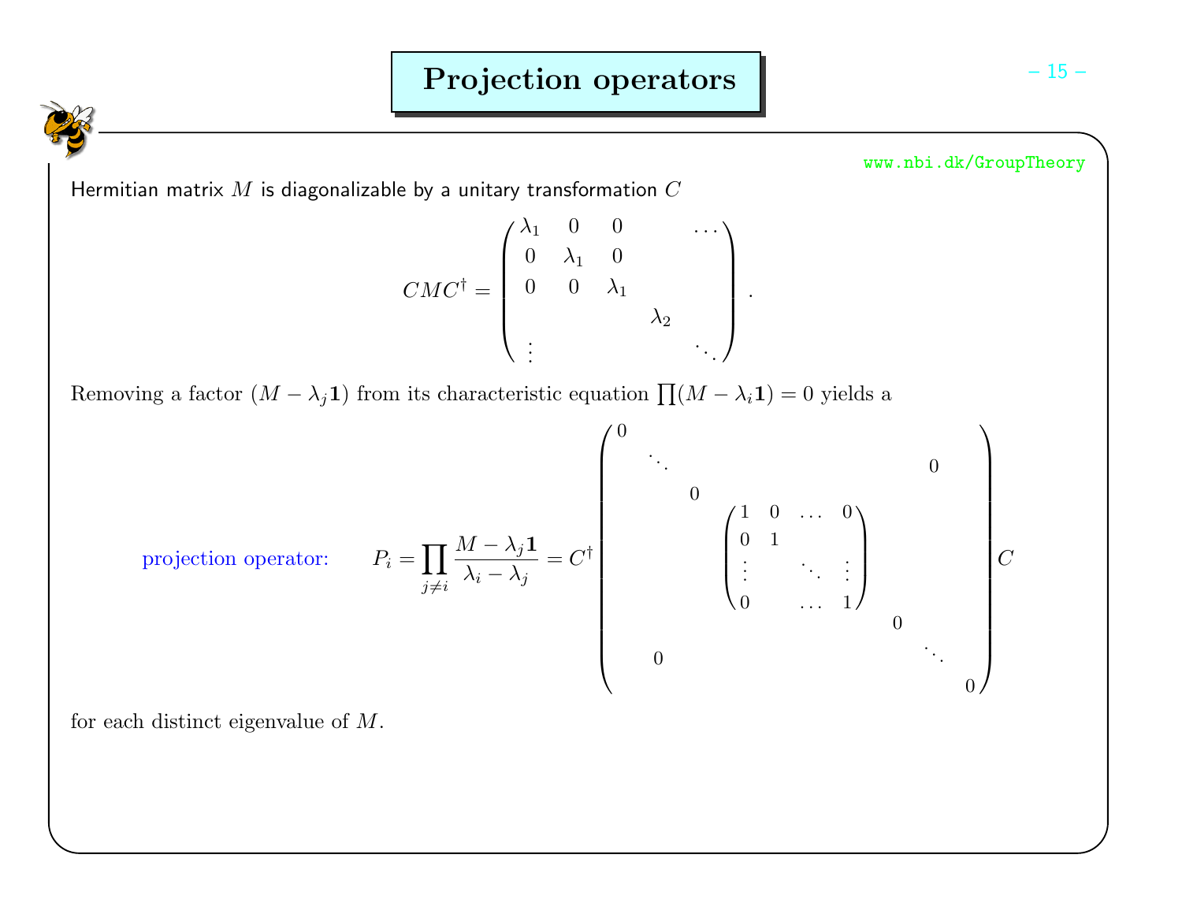# Projection operators

www.nbi.dk/GroupTheory

Hermitian matrix $M$ is diagonalizable by a unitary transformation $C$

$$
CMC^\dagger = \begin{pmatrix} \lambda_1 & 0 & 0 & & \dots \\ 0 & \lambda_1 & 0 & & \\ 0 & 0 & \lambda_1 & & \\ & & & \lambda_2 & \\ \vdots & & & & \ddots \end{pmatrix} .
$$

Removing a factor $(M - \lambda_j \mathbf{1})$ from its characteristic equation $\prod (M - \lambda_i \mathbf{1}) = 0$ yields a

projection operator:

$$
P_i = \prod_{j \neq i} \frac{M - \lambda_j \mathbf{1}}{\lambda_i - \lambda_j} = C^\dagger \begin{pmatrix} 0 & & & & & & \\ & \ddots & & & & 0 & \\ & & 0 & & & & \\ & & & \begin{pmatrix} 1 & 0 & \dots & 0 \\ 0 & 1 & & \\ \vdots & & \ddots & \vdots \\ 0 & & \dots & 1 \end{pmatrix} & & & \\ & & & & 0 & & \\ & 0 & & & & \ddots & \\ & & & & & & 0 \end{pmatrix} C
$$

for each distinct eigenvalue of $M$.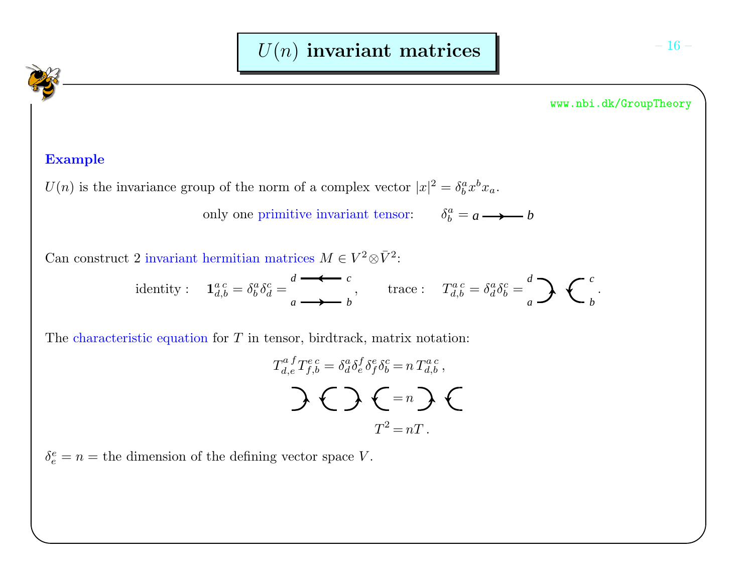# $U(n)$ invariant matrices

www.nbi.dk/GroupTheory

**Example**

$U(n)$ is the invariance group of the norm of a complex vector $|x|^2 = \delta^a_b x^b x_a$.

only one primitive invariant tensor: $\delta^a_b = a \longrightarrow b$

Can construct 2 invariant hermitian matrices $M \in V^2 \otimes \bar{V}^2$:

identity : $\mathbf{1}^{a\,c}_{d,b} = \delta^a_b \delta^c_d =$ , trace : $T^{a\,c}_{d,b} = \delta^a_d \delta^c_b =$ .

The characteristic equation for $T$ in tensor, birdtrack, matrix notation:

$$T^{a\,f}_{d,e} T^{e\,c}_{f,b} = \delta^a_d \delta^f_e \delta^e_f \delta^c_b = n\, T^{a\,c}_{d,b}\,,$$

$$= n$$

$$T^2 = nT\,.$$

$\delta^e_e = n =$ the dimension of the defining vector space $V$.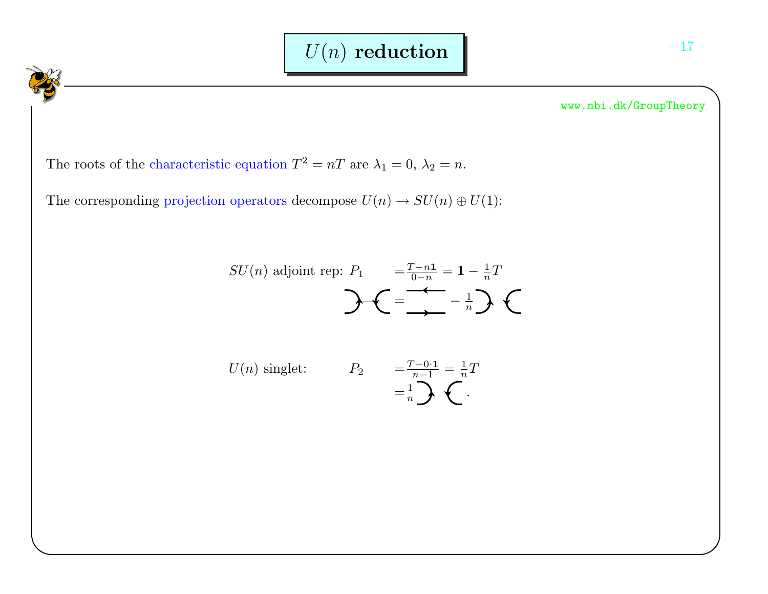# $U(n)$ reduction

The roots of the characteristic equation $T^2 = nT$ are $\lambda_1 = 0$, $\lambda_2 = n$.

The corresponding projection operators decompose $U(n) \to SU(n) \oplus U(1)$:

$SU(n)$ adjoint rep: $P_1 = \frac{T - n\mathbf{1}}{0 - n} = \mathbf{1} - \frac{1}{n}T$

$U(n)$ singlet: $P_2 = \frac{T - 0 \cdot \mathbf{1}}{n - 1} = \frac{1}{n}T$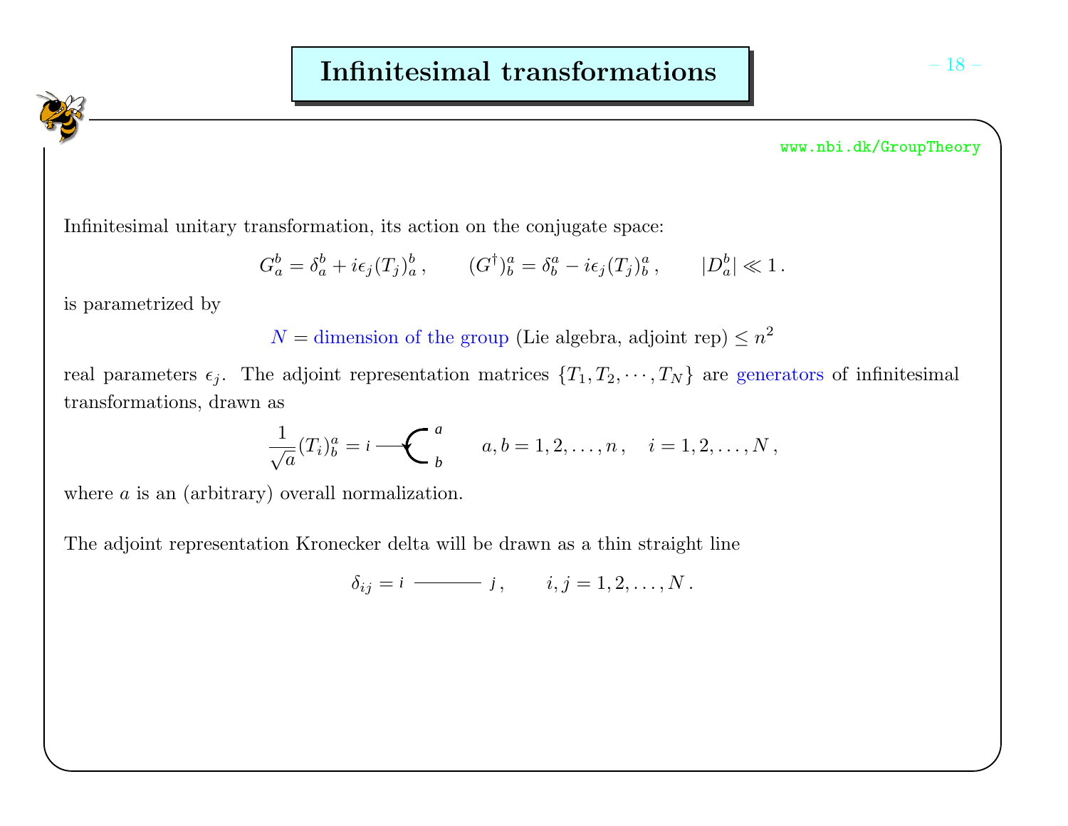# Infinitesimal transformations

www.nbi.dk/GroupTheory

Infinitesimal unitary transformation, its action on the conjugate space:

$$G_a^b = \delta_a^b + i\epsilon_j (T_j)_a^b \,, \qquad (G^\dagger)_b^a = \delta_b^a - i\epsilon_j (T_j)_b^a \,, \qquad |D_a^b| \ll 1 \,.$$

is parametrized by

$$N = \text{dimension of the group (Lie algebra, adjoint rep)} \leq n^2$$

real parameters $\epsilon_j$. The adjoint representation matrices $\{T_1, T_2, \cdots, T_N\}$ are generators of infinitesimal transformations, drawn as

$$\frac{1}{\sqrt{a}}(T_i)_b^a = i \text{ [diagram] } {}^a_b \qquad a, b = 1, 2, \ldots, n \,, \quad i = 1, 2, \ldots, N \,,$$

where $a$ is an (arbitrary) overall normalization.

The adjoint representation Kronecker delta will be drawn as a thin straight line

$$\delta_{ij} = i \text{ ——— } j \,, \qquad i, j = 1, 2, \ldots, N \,.$$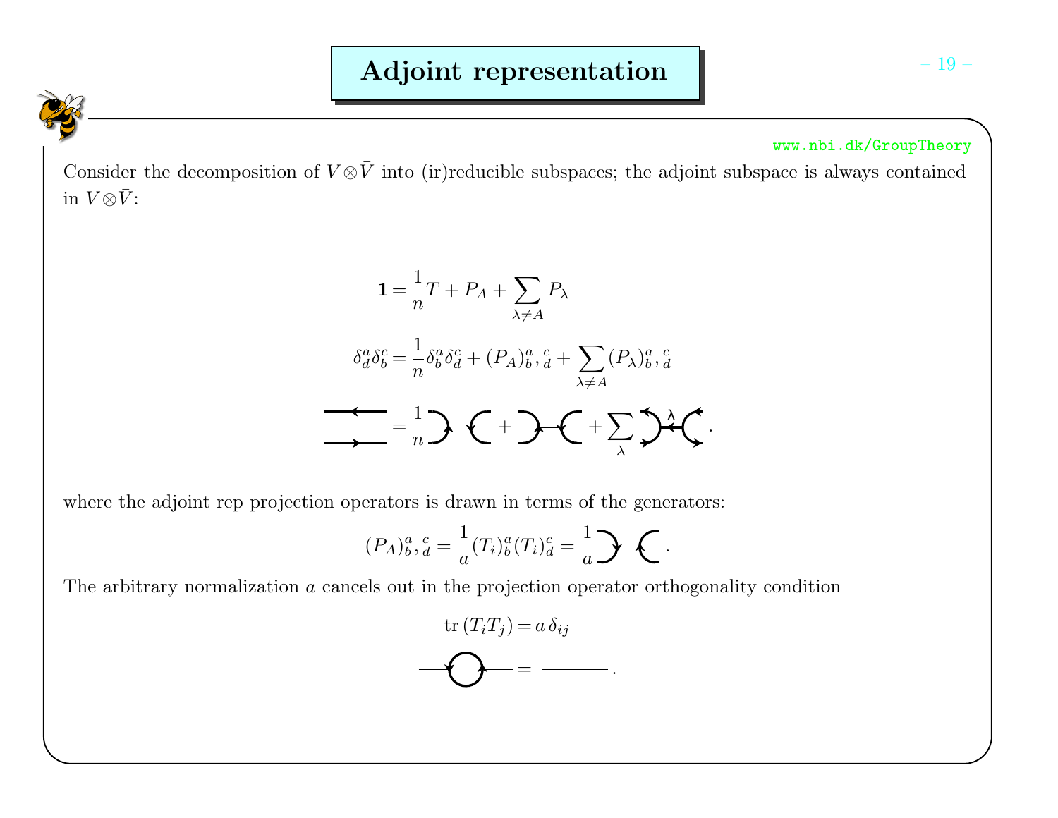# Adjoint representation

www.nbi.dk/GroupTheory

Consider the decomposition of $V \otimes \bar{V}$ into (ir)reducible subspaces; the adjoint subspace is always contained in $V \otimes \bar{V}$:

$$\mathbf{1} = \frac{1}{n} T + P_A + \sum_{\lambda \neq A} P_\lambda$$

$$\delta_d^a \delta_b^c = \frac{1}{n} \delta_b^a \delta_d^c + (P_A)_b^a{}_,{}_d^c + \sum_{\lambda \neq A} (P_\lambda)_b^a{}_,{}_d^c$$

where the adjoint rep projection operators is drawn in terms of the generators:

$$(P_A)_b^a{}_,{}_d^c = \frac{1}{a} (T_i)_b^a (T_i)_d^c$$

The arbitrary normalization $a$ cancels out in the projection operator orthogonality condition

$$\mathrm{tr}\,(T_i T_j) = a\, \delta_{ij}$$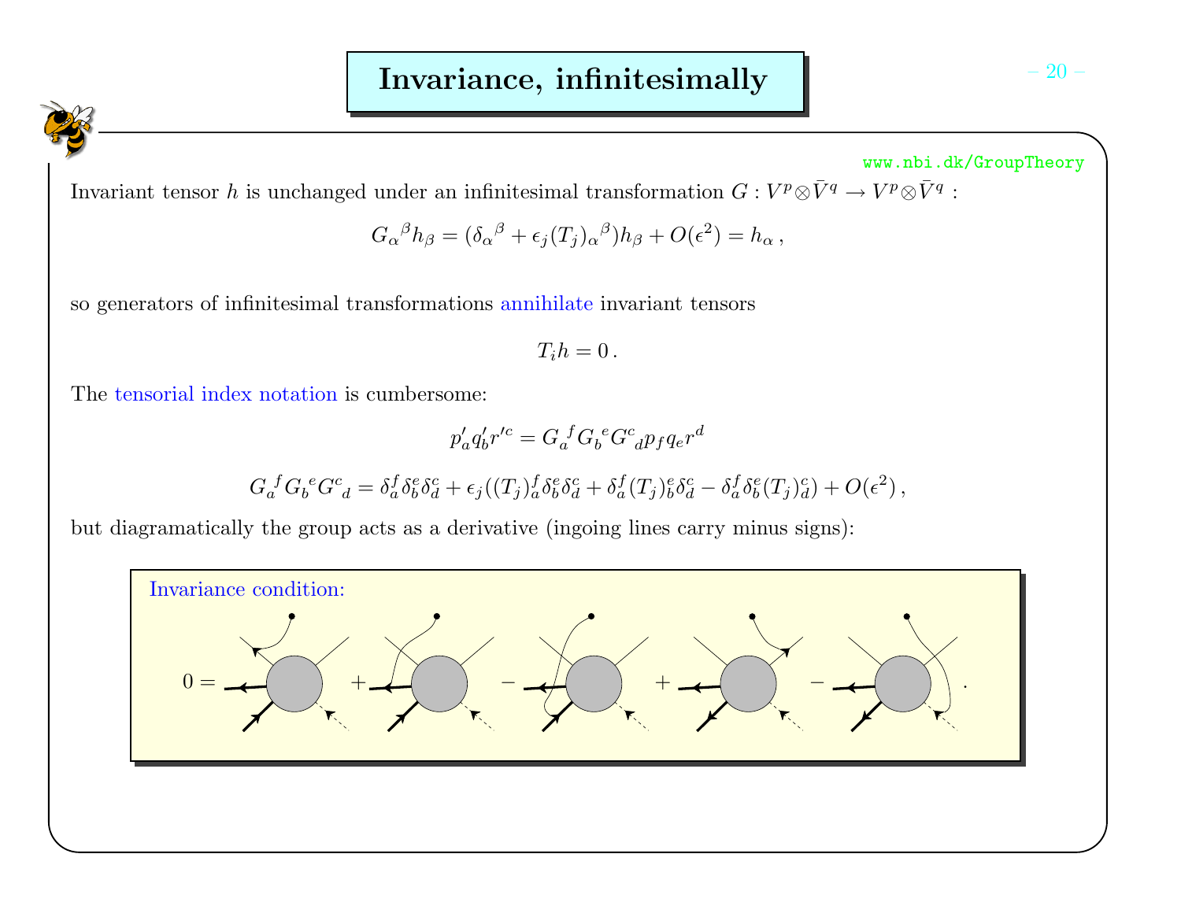# Invariance, infinitesimally

www.nbi.dk/GroupTheory

Invariant tensor $h$ is unchanged under an infinitesimal transformation $G : V^p \otimes \bar{V}^q \to V^p \otimes \bar{V}^q$ :

$$G_\alpha{}^\beta h_\beta = (\delta_\alpha{}^\beta + \epsilon_j (T_j)_\alpha{}^\beta) h_\beta + O(\epsilon^2) = h_\alpha \,,$$

so generators of infinitesimal transformations annihilate invariant tensors

$$T_i h = 0 \,.$$

The tensorial index notation is cumbersome:

$$p'_a q'_b r'^c = G_a{}^f G_b{}^e G^c{}_d p_f q_e r^d$$

$$G_a{}^f G_b{}^e G^c{}_d = \delta_a^f \delta_b^e \delta_d^c + \epsilon_j ((T_j)_a^f \delta_b^e \delta_d^c + \delta_a^f (T_j)_b^e \delta_d^c - \delta_a^f \delta_b^e (T_j)_d^c) + O(\epsilon^2) \,,$$

but diagramatically the group acts as a derivative (ingoing lines carry minus signs):

Invariance condition:

$0 = \ldots + \ldots - \ldots + \ldots - \ldots \,.$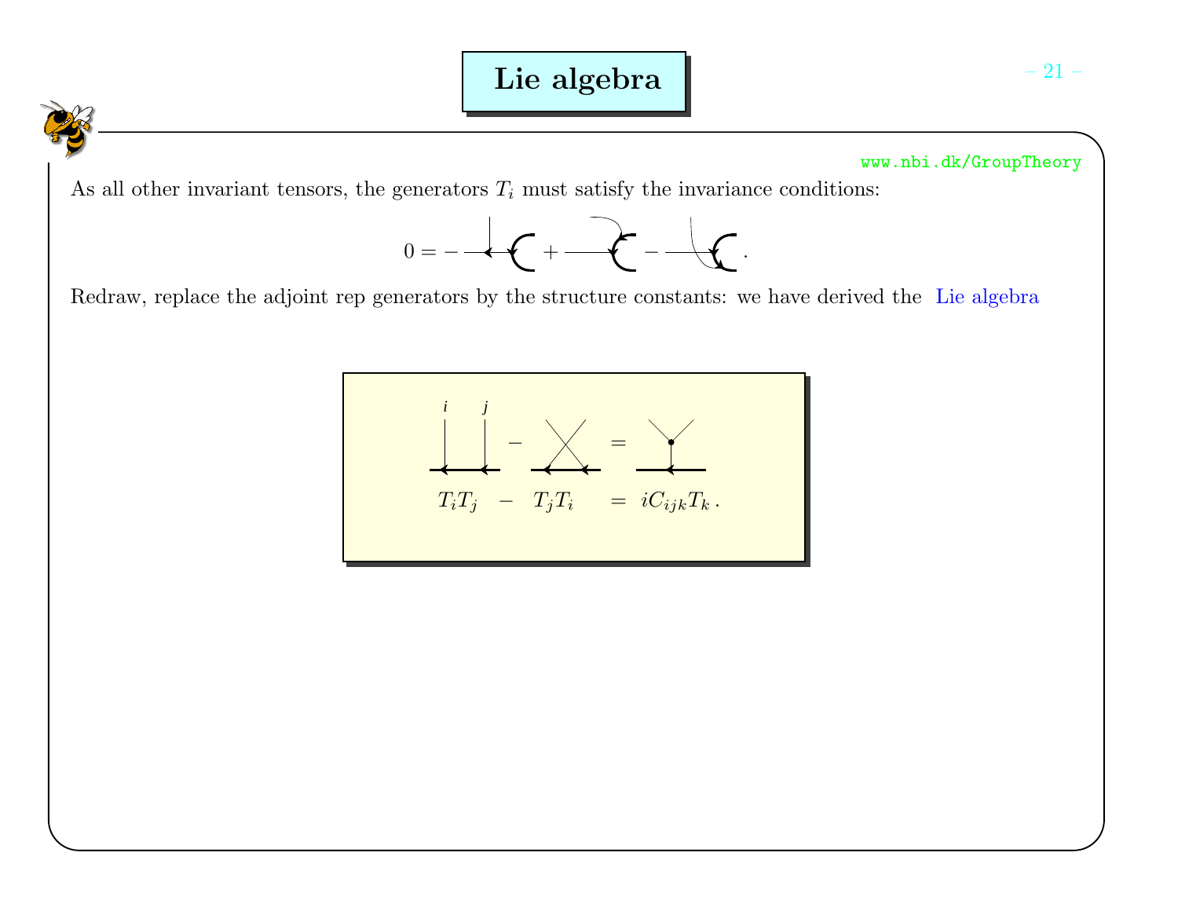# Lie algebra

www.nbi.dk/GroupTheory

As all other invariant tensors, the generators $T_i$ must satisfy the invariance conditions:

$$0 = - \quad + \quad - \quad .$$

Redraw, replace the adjoint rep generators by the structure constants: we have derived the Lie algebra

$$T_i T_j \; - \; T_j T_i \; = \; iC_{ijk} T_k \, .$$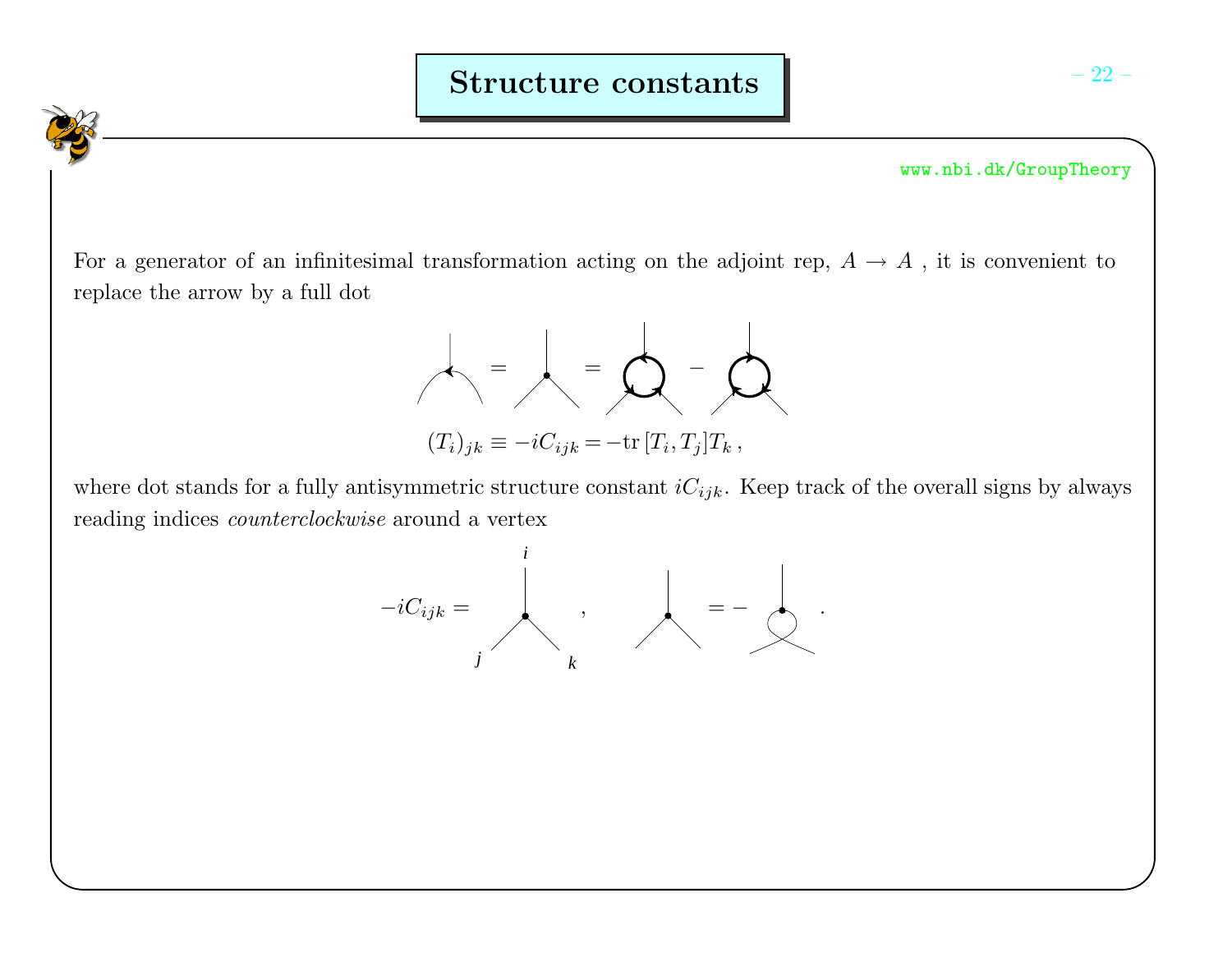# Structure constants

www.nbi.dk/GroupTheory

For a generator of an infinitesimal transformation acting on the adjoint rep, $A \to A$ , it is convenient to replace the arrow by a full dot

$$(T_i)_{jk} \equiv -iC_{ijk} = -\mathrm{tr}\,[T_i, T_j]T_k \,,$$

where dot stands for a fully antisymmetric structure constant $iC_{ijk}$. Keep track of the overall signs by always reading indices *counterclockwise* around a vertex

$$-iC_{ijk} = \quad , \qquad = - \quad .$$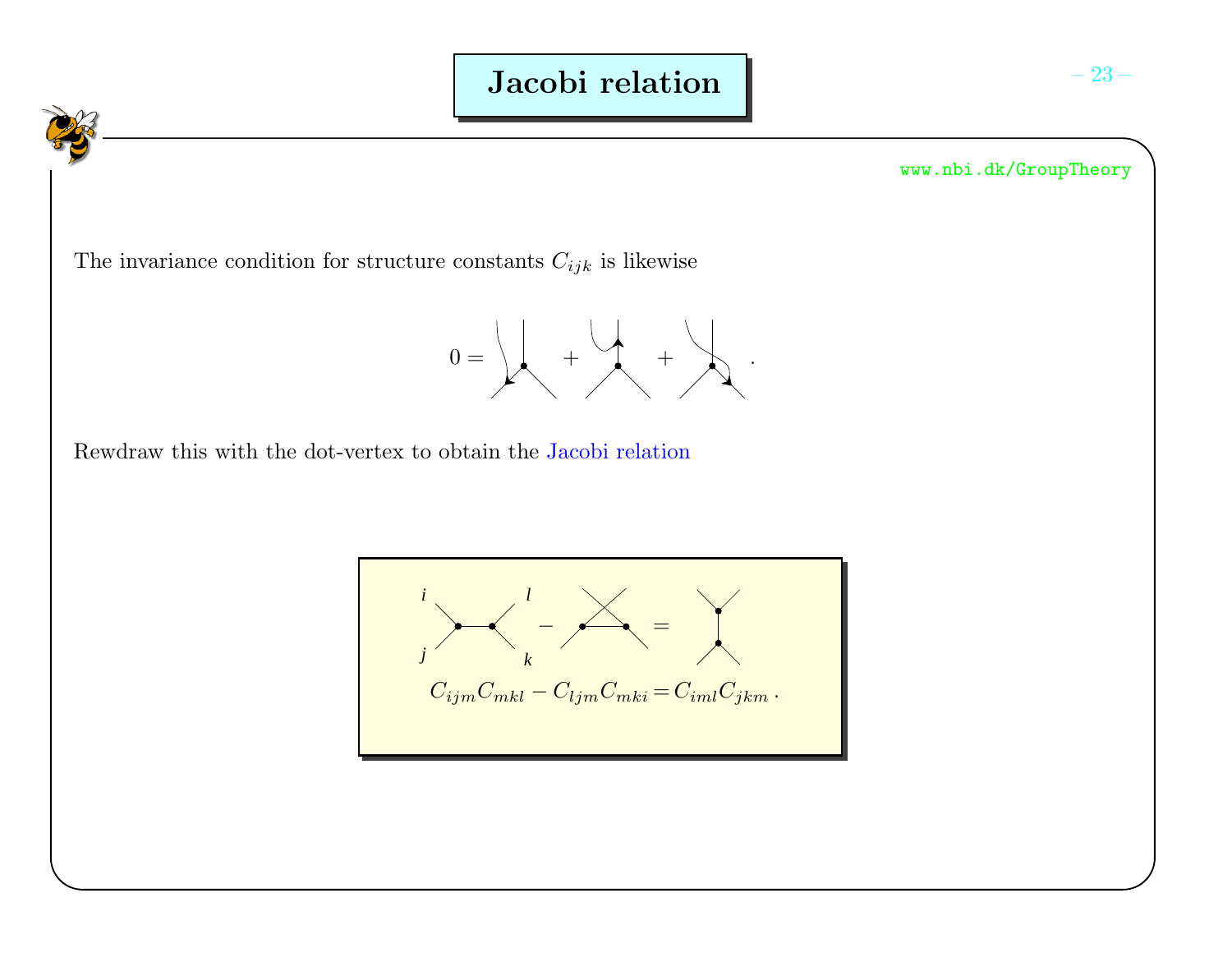# Jacobi relation

The invariance condition for structure constants $C_{ijk}$ is likewise

$$0 = \quad + \quad + \quad .$$

Rewdraw this with the dot-vertex to obtain the Jacobi relation

$$C_{ijm}C_{mkl} - C_{ljm}C_{mki} = C_{iml}C_{jkm}\,.$$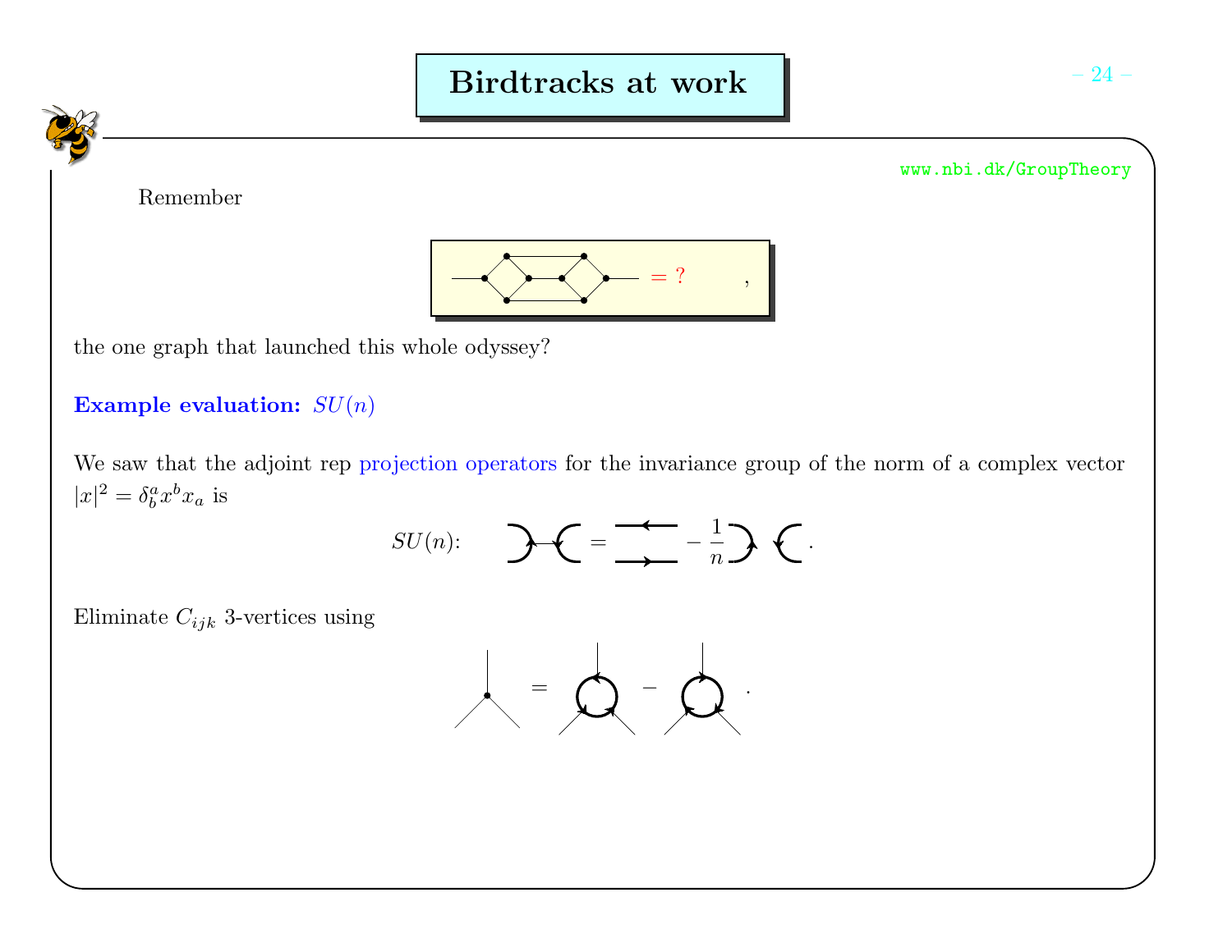# Birdtracks at work

Remember

$$= ? \quad ,$$

the one graph that launched this whole odyssey?

**Example evaluation: $SU(n)$**

We saw that the adjoint rep projection operators for the invariance group of the norm of a complex vector $|x|^2 = \delta_b^a x^b x_a$ is

$$SU(n): \quad = \quad - \frac{1}{n} \quad .$$

Eliminate $C_{ijk}$ 3-vertices using

$$= \quad - \quad .$$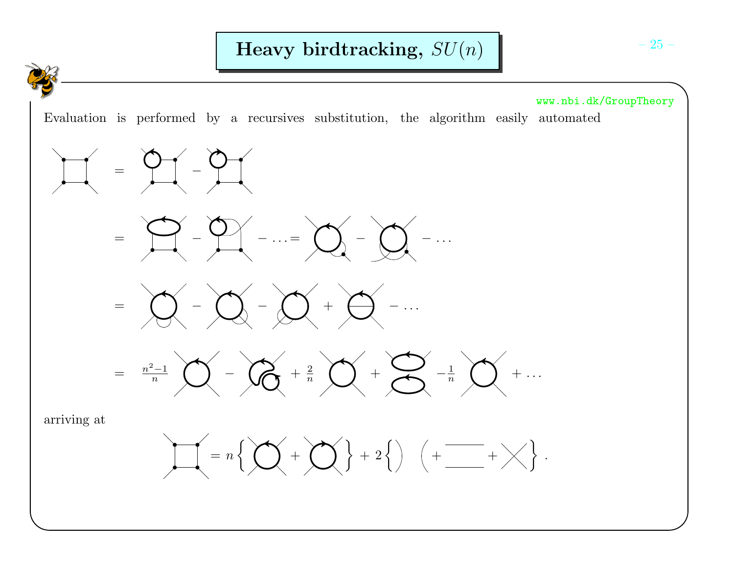# Heavy birdtracking, $SU(n)$

www.nbi.dk/GroupTheory

Evaluation is performed by a recursives substitution, the algorithm easily automated

$$= \quad - \quad$$

$$= \quad - \quad - \ldots = \quad - \quad - \ldots$$

$$= \quad - \quad - \quad + \quad - \ldots$$

$$= \frac{n^2-1}{n} \quad - \quad + \frac{2}{n} \quad + \quad - \frac{1}{n} \quad + \ldots$$

arriving at

$$= n \left\{ \quad + \quad \right\} + 2 \left\{ \right) \left( + \quad + \quad \right\} .$$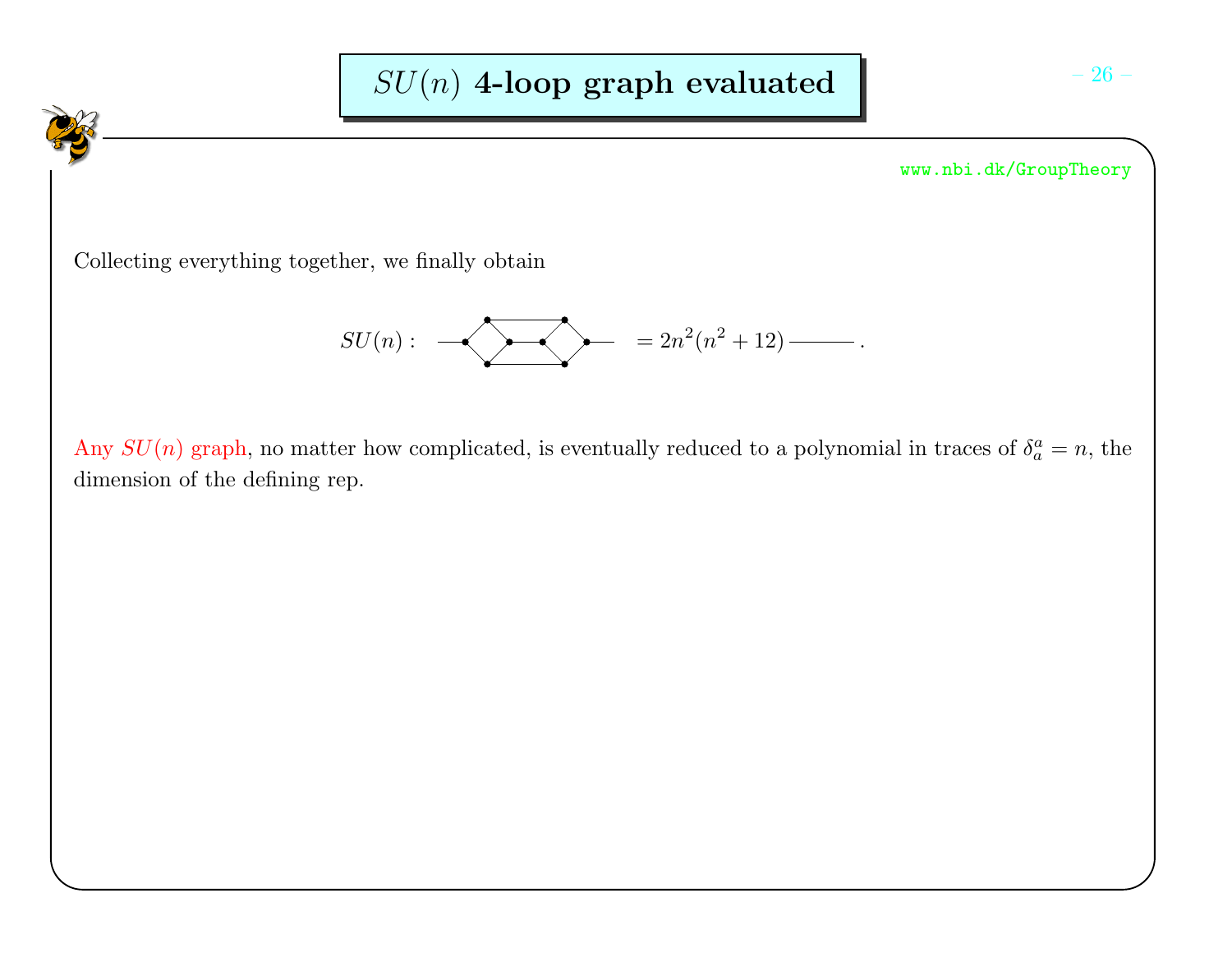# $SU(n)$ 4-loop graph evaluated

www.nbi.dk/GroupTheory

Collecting everything together, we finally obtain

$$SU(n): \quad [\text{graph}] \quad = 2n^2(n^2+12) \;\text{———}\; .$$

Any $SU(n)$ graph, no matter how complicated, is eventually reduced to a polynomial in traces of $\delta_a^a = n$, the dimension of the defining rep.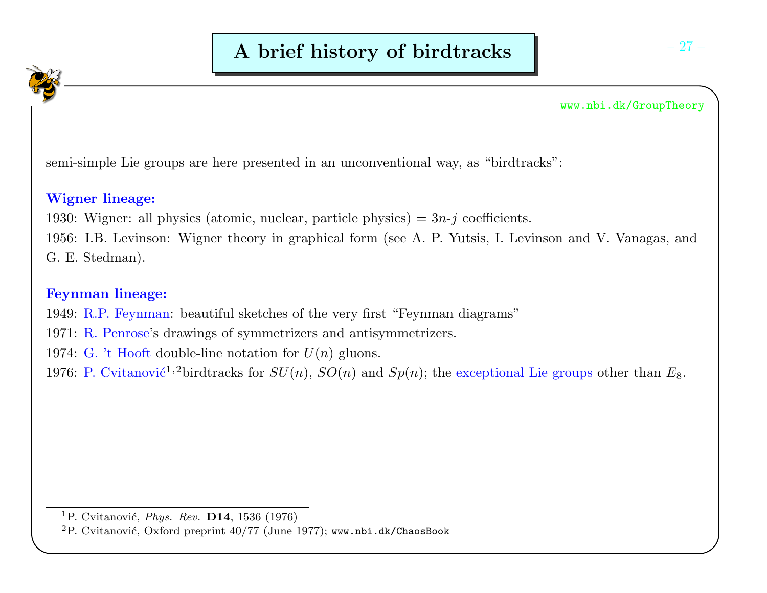# A brief history of birdtracks

www.nbi.dk/GroupTheory

semi-simple Lie groups are here presented in an unconventional way, as "birdtracks":

**Wigner lineage:**

1930: Wigner: all physics (atomic, nuclear, particle physics) = $3n$-$j$ coefficients.

1956: I.B. Levinson: Wigner theory in graphical form (see A. P. Yutsis, I. Levinson and V. Vanagas, and G. E. Stedman).

**Feynman lineage:**

1949: R.P. Feynman: beautiful sketches of the very first "Feynman diagrams"

1971: R. Penrose's drawings of symmetrizers and antisymmetrizers.

1974: G. 't Hooft double-line notation for $U(n)$ gluons.

1976: P. Cvitanović[1,2] birdtracks for $SU(n)$, $SO(n)$ and $Sp(n)$; the exceptional Lie groups other than $E_8$.

---

[1] P. Cvitanović, *Phys. Rev.* **D14**, 1536 (1976)

[2] P. Cvitanović, Oxford preprint 40/77 (June 1977); www.nbi.dk/ChaosBook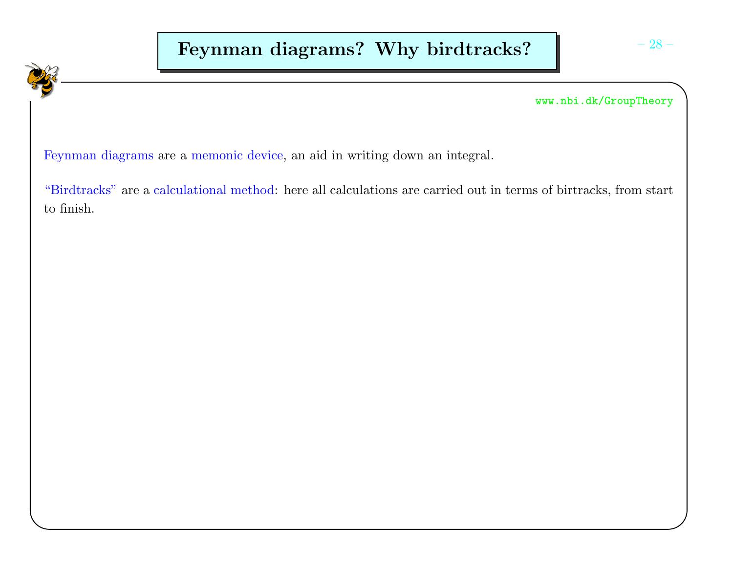# Feynman diagrams? Why birdtracks?

www.nbi.dk/GroupTheory

Feynman diagrams are a memonic device, an aid in writing down an integral.

“Birdtracks” are a calculational method: here all calculations are carried out in terms of birtracks, from start to finish.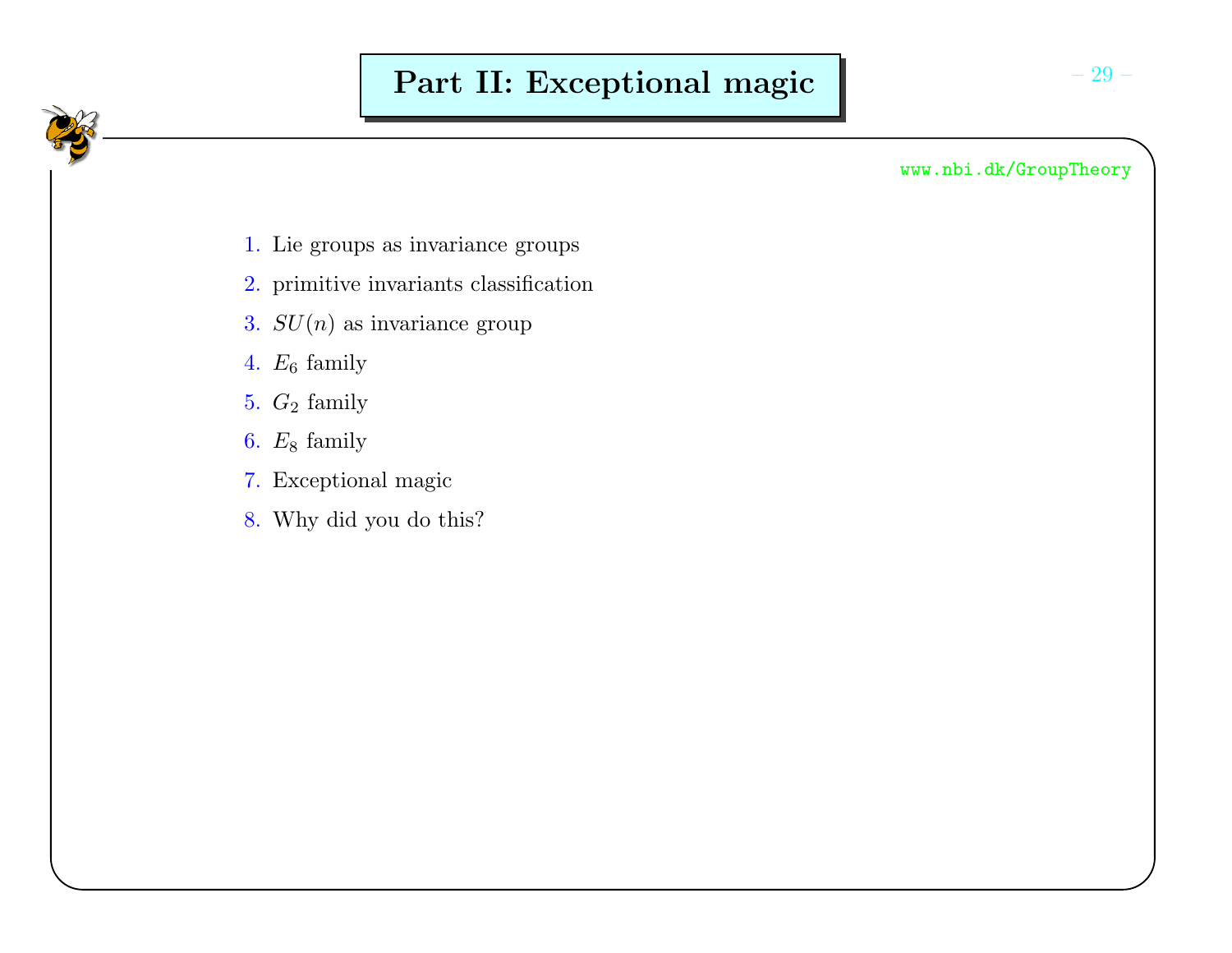# Part II: Exceptional magic

www.nbi.dk/GroupTheory

1. Lie groups as invariance groups
2. primitive invariants classification
3. $SU(n)$ as invariance group
4. $E_6$ family
5. $G_2$ family
6. $E_8$ family
7. Exceptional magic
8. Why did you do this?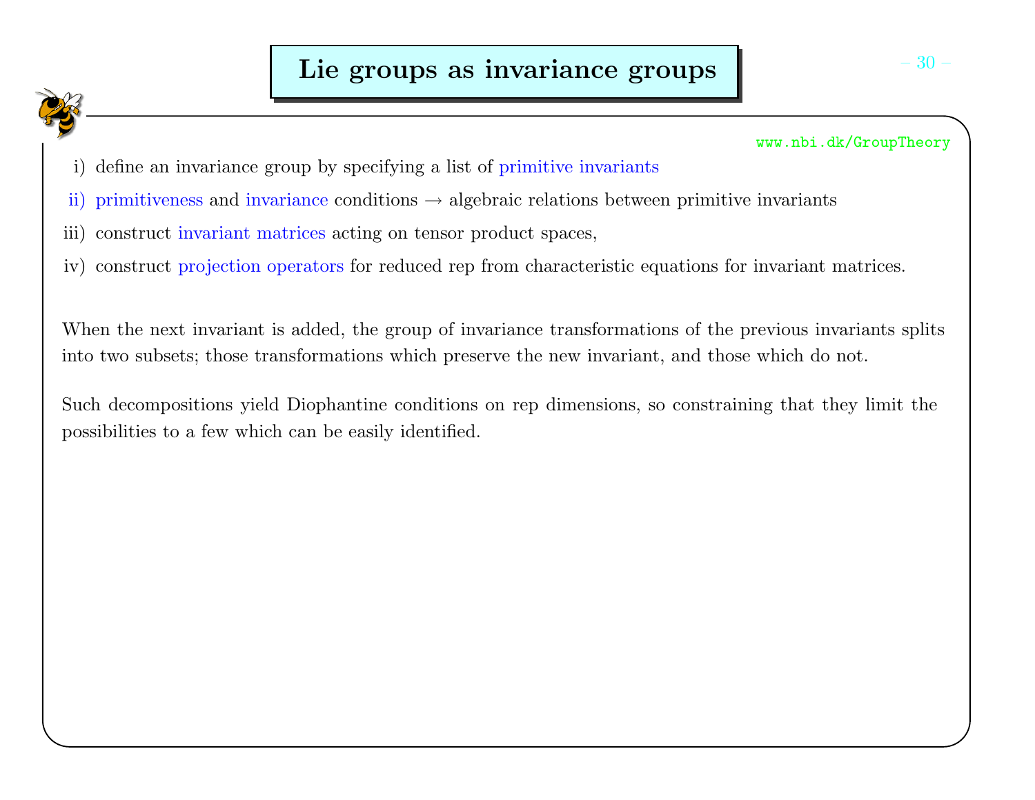# Lie groups as invariance groups

www.nbi.dk/GroupTheory

i) define an invariance group by specifying a list of primitive invariants

ii) primitiveness and invariance conditions → algebraic relations between primitive invariants

iii) construct invariant matrices acting on tensor product spaces,

iv) construct projection operators for reduced rep from characteristic equations for invariant matrices.

When the next invariant is added, the group of invariance transformations of the previous invariants splits into two subsets; those transformations which preserve the new invariant, and those which do not.

Such decompositions yield Diophantine conditions on rep dimensions, so constraining that they limit the possibilities to a few which can be easily identified.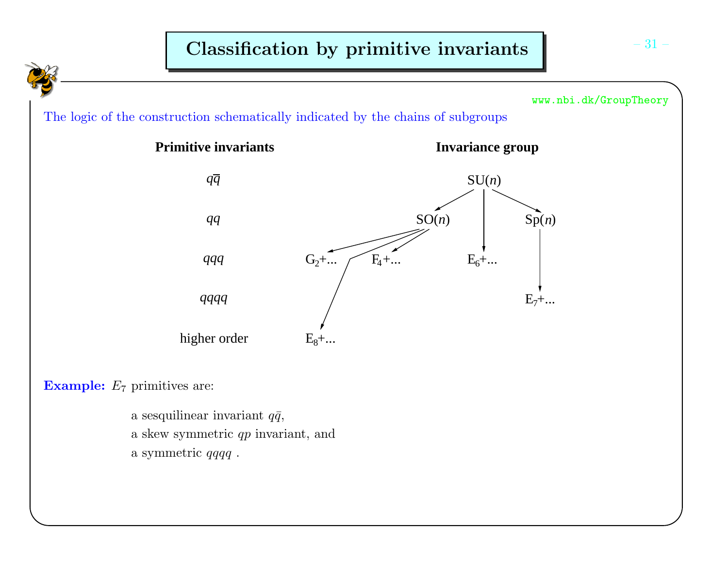# Classification by primitive invariants

The logic of the construction schematically indicated by the chains of subgroups

| Primitive invariants | Invariance group |
|---|---|
| $q\bar{q}$ | SU($n$) |
| $qq$ | SO($n$), Sp($n$) |
| $qqq$ | $G_2$+..., $F_4$+..., $E_6$+... |
| $qqqq$ | $E_7$+... |
| higher order | $E_8$+... |

SU($n$) → SO($n$), SU($n$) → $E_6$+..., SU($n$) → Sp($n$)

SO($n$) → $G_2$+..., SO($n$) → $F_4$+..., SO($n$) → $E_8$+...

Sp($n$) → $E_7$+...

**Example:** $E_7$ primitives are:

a sesquilinear invariant $q\bar{q}$,
a skew symmetric $qp$ invariant, and
a symmetric $qqqq$ .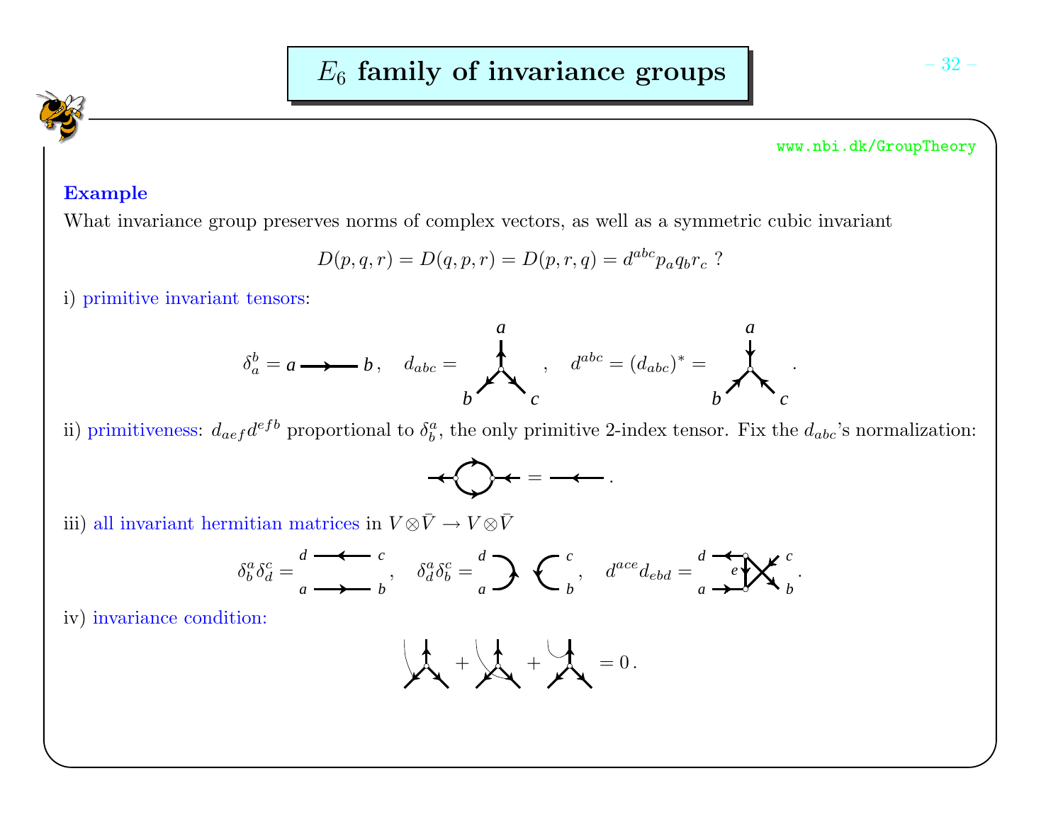# $E_6$ family of invariance groups

www.nbi.dk/GroupTheory

**Example**

What invariance group preserves norms of complex vectors, as well as a symmetric cubic invariant

$$D(p,q,r) = D(q,p,r) = D(p,r,q) = d^{abc} p_a q_b r_c \ ?$$

i) primitive invariant tensors:

$$\delta_a^b = a \longrightarrow b\,, \quad d_{abc} = \quad , \quad d^{abc} = (d_{abc})^* = \quad .$$

ii) primitiveness: $d_{aef} d^{efb}$ proportional to $\delta_b^a$, the only primitive 2-index tensor. Fix the $d_{abc}$'s normalization:

$$= \quad .$$

iii) all invariant hermitian matrices in $V \otimes \bar{V} \to V \otimes \bar{V}$

$$\delta_b^a \delta_d^c = \quad , \quad \delta_d^a \delta_b^c = \quad , \quad d^{ace} d_{ebd} = \quad .$$

iv) invariance condition:

$$+ \quad + \quad = 0\,.$$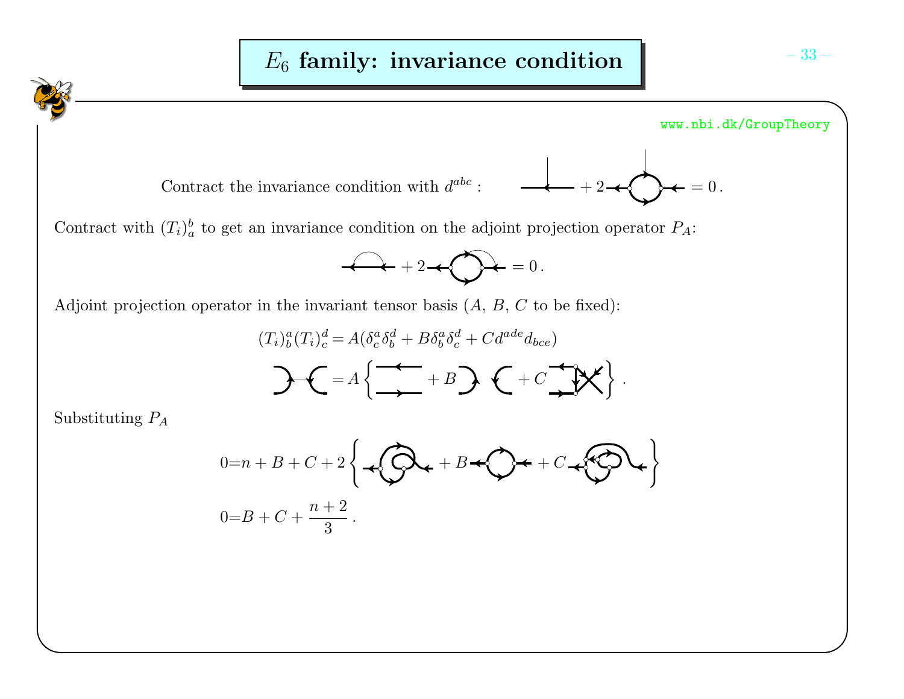# $E_6$ family: invariance condition

www.nbi.dk/GroupTheory

Contract the invariance condition with $d^{abc}$ : $\quad + 2 \quad = 0\,.$

Contract with $(T_i)_a^b$ to get an invariance condition on the adjoint projection operator $P_A$:

$$+ 2 \quad = 0\,.$$

Adjoint projection operator in the invariant tensor basis ($A$, $B$, $C$ to be fixed):

$$(T_i)_b^a (T_i)_c^d = A(\delta_c^a \delta_b^d + B\delta_b^a \delta_c^d + C d^{ade} d_{bce})$$

$$= A \left\{ \quad + B \quad + C \quad \right\}\,.$$

Substituting $P_A$

$$0 = n + B + C + 2 \left\{ \quad + B \quad + C \quad \right\}$$

$$0 = B + C + \frac{n+2}{3}\,.$$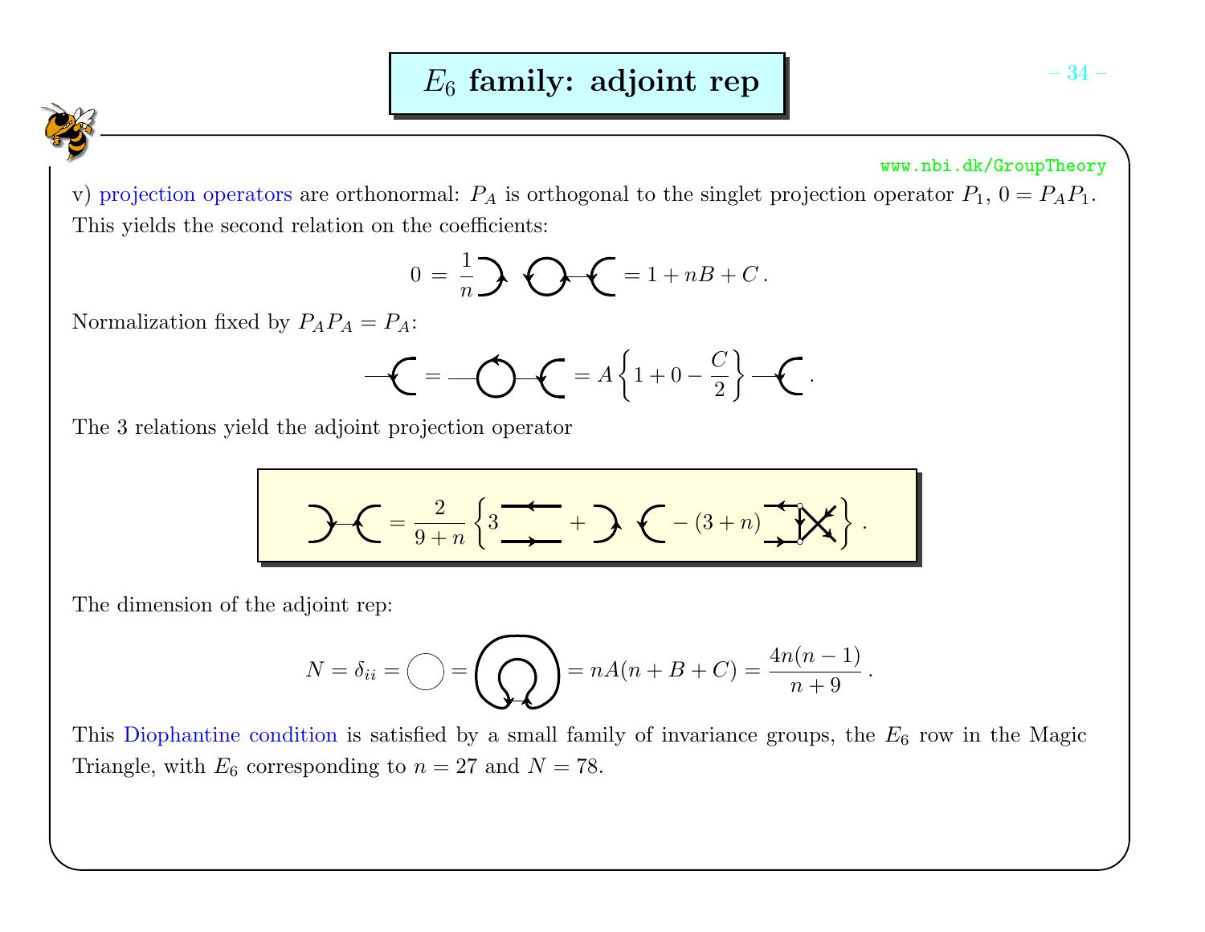# $E_6$ family: adjoint rep

www.nbi.dk/GroupTheory

v) projection operators are orthonormal: $P_A$ is orthogonal to the singlet projection operator $P_1$, $0 = P_A P_1$. This yields the second relation on the coefficients:

$$0 = \frac{1}{n} \quad = 1 + nB + C\,.$$

Normalization fixed by $P_A P_A = P_A$:

$$= \quad = A\left\{1 + 0 - \frac{C}{2}\right\} \,.$$

The 3 relations yield the adjoint projection operator

$$= \frac{2}{9+n}\left\{3 \quad + \quad - (3+n) \right\}.$$

The dimension of the adjoint rep:

$$N = \delta_{ii} = \quad = \quad = nA(n+B+C) = \frac{4n(n-1)}{n+9}\,.$$

This Diophantine condition is satisfied by a small family of invariance groups, the $E_6$ row in the Magic Triangle, with $E_6$ corresponding to $n = 27$ and $N = 78$.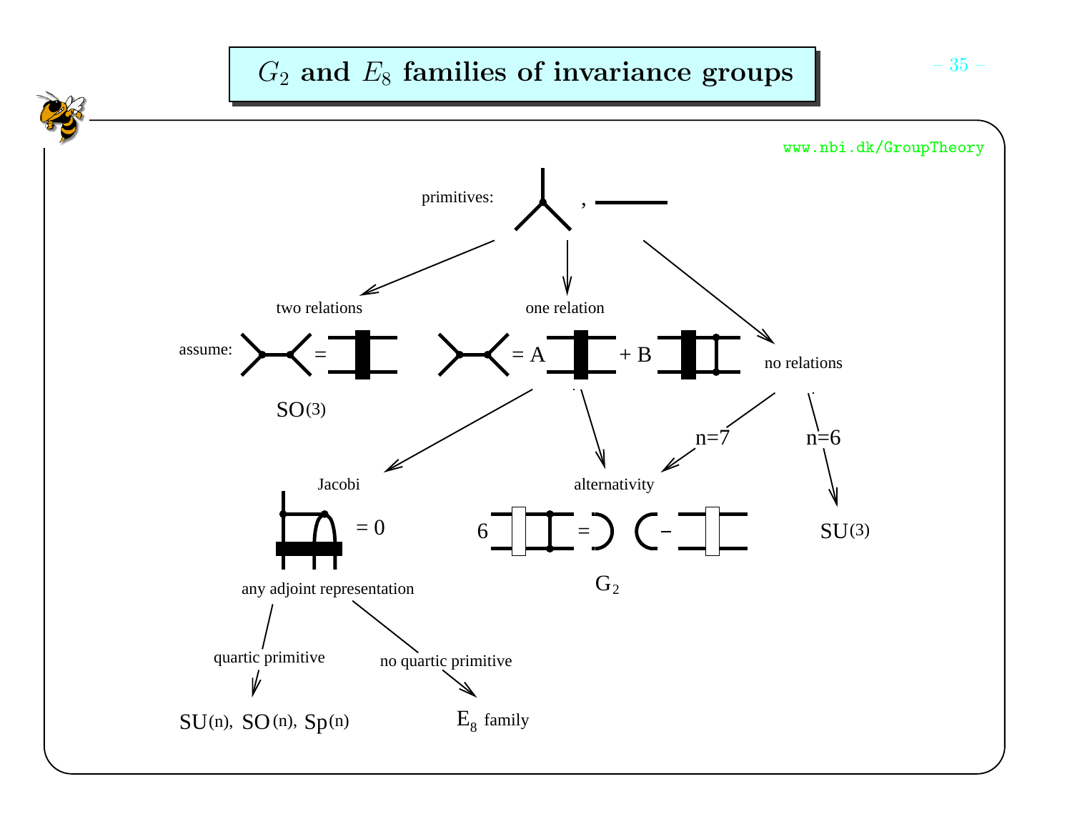# $G_2$ and $E_8$ families of invariance groups

www.nbi.dk/GroupTheory

primitives: ,

two relations

assume: = 

$SO(3)$

one relation

= A + B

no relations

n=7

n=6

$SU(3)$

Jacobi

= 0

any adjoint representation

alternativity

6 = –

$G_2$

quartic primitive

no quartic primitive

$SU(n)$, $SO(n)$, $Sp(n)$

$E_8$ family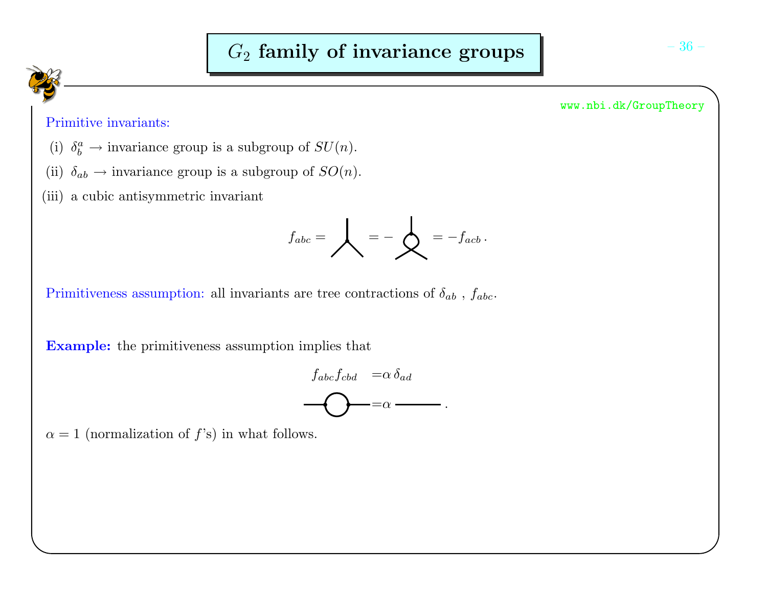# $G_2$ family of invariance groups

www.nbi.dk/GroupTheory

Primitive invariants:

(i) $\delta^a_b \rightarrow$ invariance group is a subgroup of $SU(n)$.

(ii) $\delta_{ab} \rightarrow$ invariance group is a subgroup of $SO(n)$.

(iii) a cubic antisymmetric invariant

$$f_{abc} = \quad = - \quad = -f_{acb} \,.$$

Primitiveness assumption: all invariants are tree contractions of $\delta_{ab}$ , $f_{abc}$.

**Example:** the primitiveness assumption implies that

$$f_{abc}f_{cbd} = \alpha \, \delta_{ad}$$

$$= \alpha \quad .$$

$\alpha = 1$ (normalization of $f$'s) in what follows.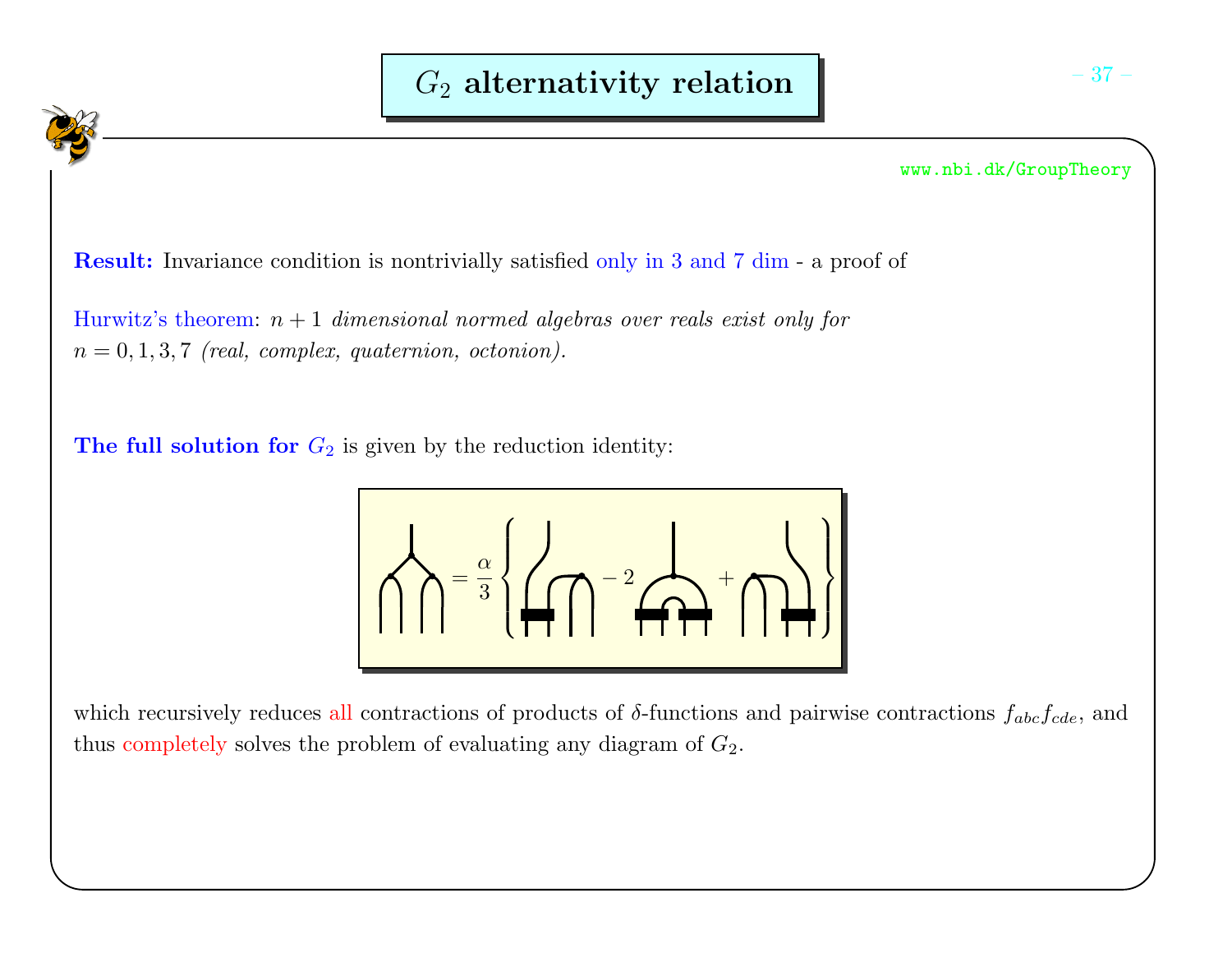# $G_2$ alternativity relation

www.nbi.dk/GroupTheory

**Result:** Invariance condition is nontrivially satisfied only in 3 and 7 dim - a proof of

Hurwitz's theorem: *$n+1$ dimensional normed algebras over reals exist only for $n = 0, 1, 3, 7$ (real, complex, quaternion, octonion).*

**The full solution for $G_2$** is given by the reduction identity:

$$= \frac{\alpha}{3} \left\{ \quad - 2 \quad + \quad \right\}$$

which recursively reduces all contractions of products of $\delta$-functions and pairwise contractions $f_{abc}f_{cde}$, and thus completely solves the problem of evaluating any diagram of $G_2$.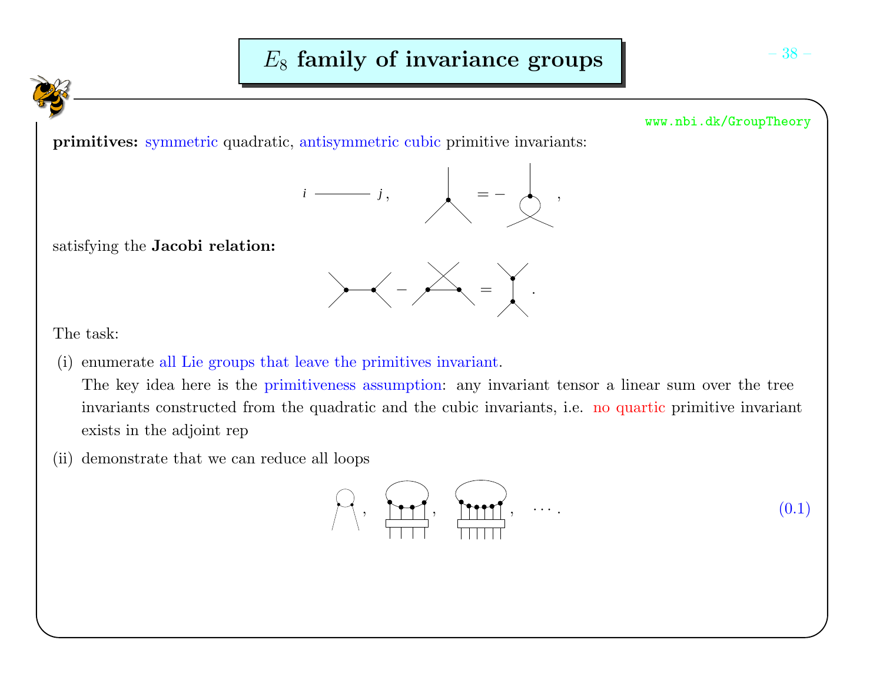# $E_8$ family of invariance groups

www.nbi.dk/GroupTheory

**primitives:** symmetric quadratic, antisymmetric cubic primitive invariants:

satisfying the **Jacobi relation:**

The task:

(i) enumerate all Lie groups that leave the primitives invariant.
The key idea here is the primitiveness assumption: any invariant tensor a linear sum over the tree invariants constructed from the quadratic and the cubic invariants, i.e. no quartic primitive invariant exists in the adjoint rep

(ii) demonstrate that we can reduce all loops

(0.1)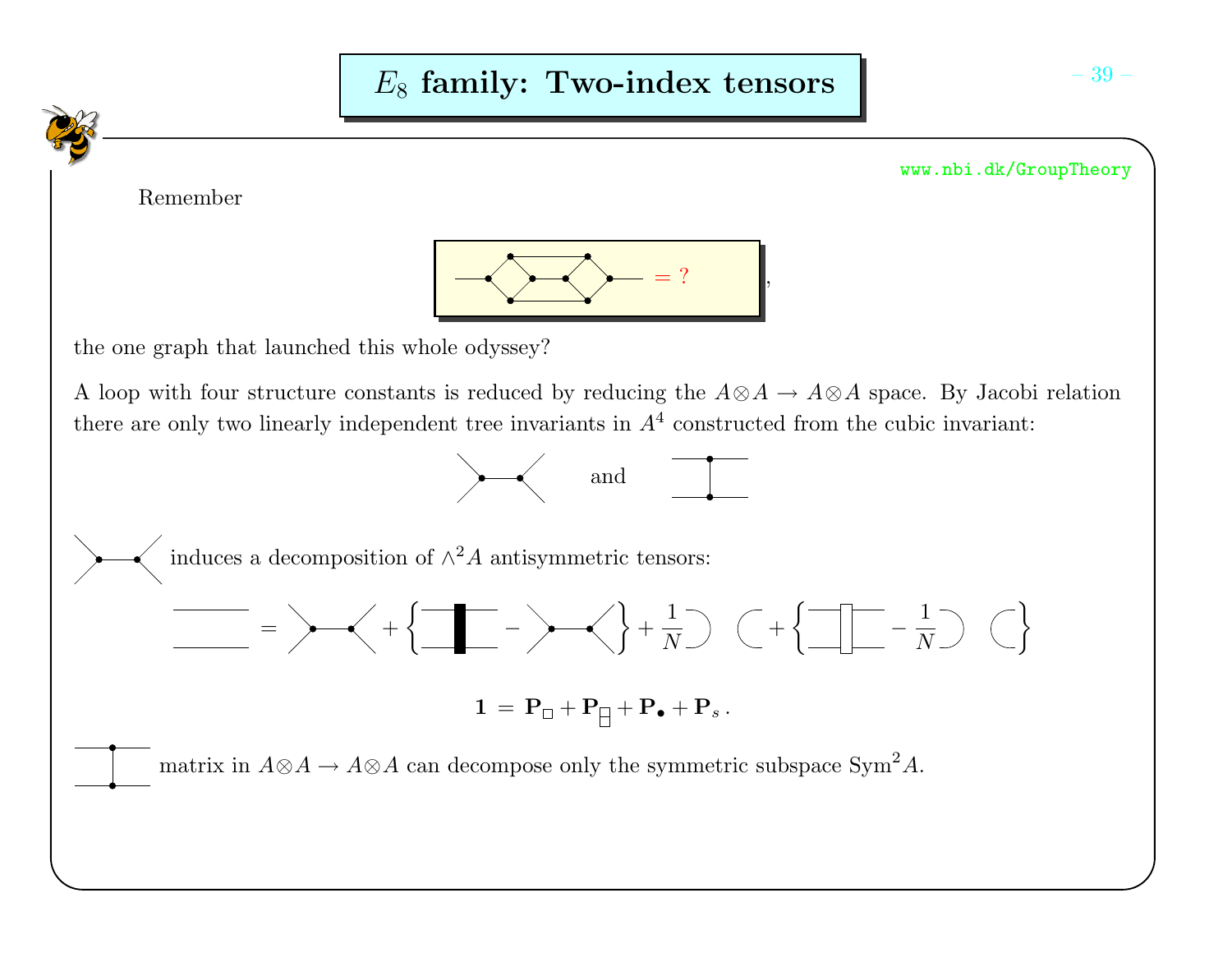# $E_8$ family: Two-index tensors

www.nbi.dk/GroupTheory

Remember

$$= ?$$

the one graph that launched this whole odyssey?

A loop with four structure constants is reduced by reducing the $A \otimes A \to A \otimes A$ space. By Jacobi relation there are only two linearly independent tree invariants in $A^4$ constructed from the cubic invariant:

and

induces a decomposition of $\wedge^2 A$ antisymmetric tensors:

$$= \;+\; \left\{ \;-\; \right\} + \frac{1}{N} \;+\; \left\{ \;-\; \frac{1}{N} \right\}$$

$$\mathbf{1} \;=\; \mathbf{P}_{\square} + \mathbf{P}_{\boxminus} + \mathbf{P}_{\bullet} + \mathbf{P}_{s} \,.$$

matrix in $A \otimes A \to A \otimes A$ can decompose only the symmetric subspace $\mathrm{Sym}^2 A$.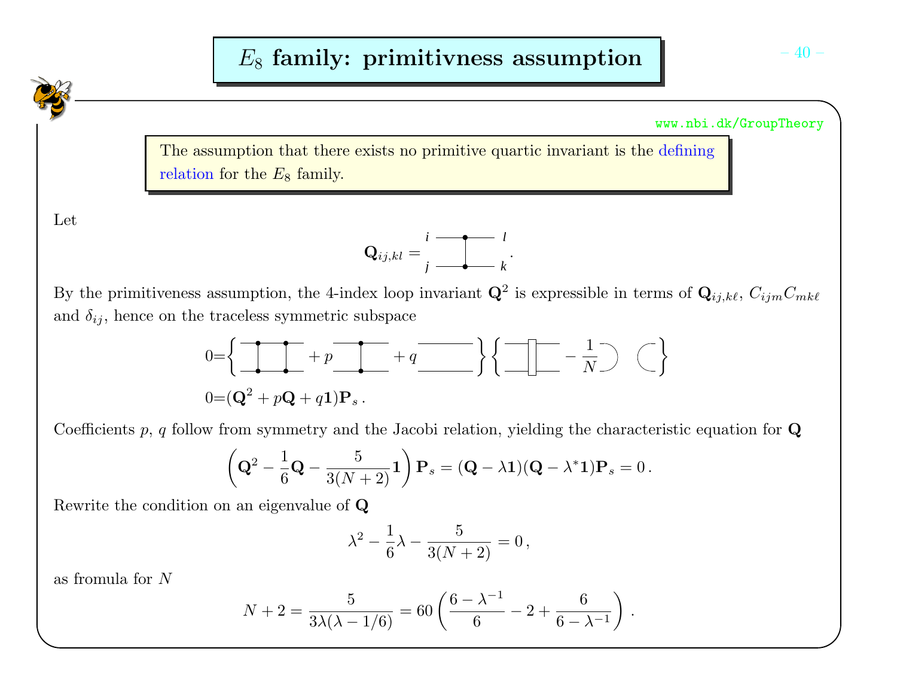# $E_8$ family: primitivness assumption

www.nbi.dk/GroupTheory

> The assumption that there exists no primitive quartic invariant is the defining relation for the $E_8$ family.

Let

$$\mathbf{Q}_{ij,kl} = \text{[birdtrack diagram: } i, j \text{ on left, } l, k \text{ on right]}.$$

By the primitiveness assumption, the 4-index loop invariant $\mathbf{Q}^2$ is expressible in terms of $\mathbf{Q}_{ij,k\ell}$, $C_{ijm}C_{mk\ell}$ and $\delta_{ij}$, hence on the traceless symmetric subspace

$$0 = \left\{ \text{[diagram]} + p \,\text{[diagram]} + q \,\text{[diagram]} \right\} \left\{ \text{[diagram]} - \frac{1}{N} \text{[diagram]} \right\}$$

$$0 = (\mathbf{Q}^2 + p\mathbf{Q} + q\mathbf{1})\mathbf{P}_s \,.$$

Coefficients $p$, $q$ follow from symmetry and the Jacobi relation, yielding the characteristic equation for $\mathbf{Q}$

$$\left(\mathbf{Q}^2 - \frac{1}{6}\mathbf{Q} - \frac{5}{3(N+2)}\mathbf{1}\right)\mathbf{P}_s = (\mathbf{Q} - \lambda\mathbf{1})(\mathbf{Q} - \lambda^*\mathbf{1})\mathbf{P}_s = 0\,.$$

Rewrite the condition on an eigenvalue of $\mathbf{Q}$

$$\lambda^2 - \frac{1}{6}\lambda - \frac{5}{3(N+2)} = 0\,,$$

as fromula for $N$

$$N + 2 = \frac{5}{3\lambda(\lambda - 1/6)} = 60\left(\frac{6 - \lambda^{-1}}{6} - 2 + \frac{6}{6 - \lambda^{-1}}\right)\,.$$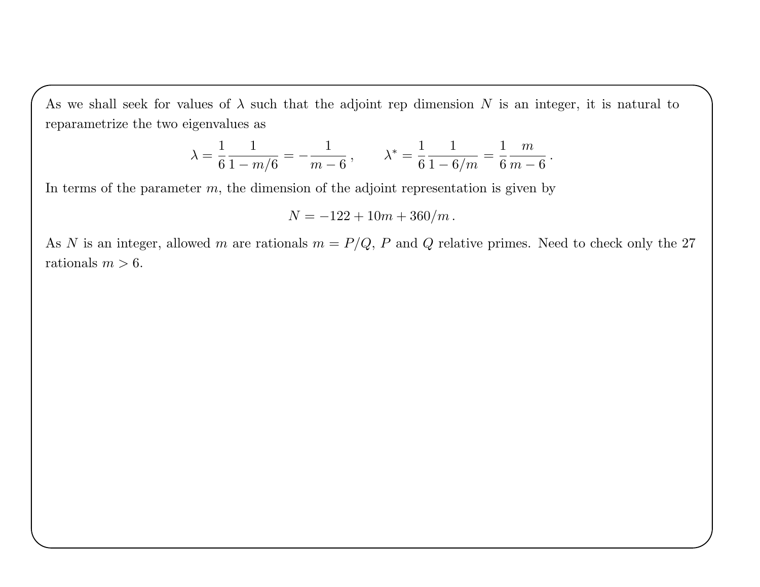As we shall seek for values of $\lambda$ such that the adjoint rep dimension $N$ is an integer, it is natural to reparametrize the two eigenvalues as

$$\lambda = \frac{1}{6}\frac{1}{1-m/6} = -\frac{1}{m-6}\,, \qquad \lambda^* = \frac{1}{6}\frac{1}{1-6/m} = \frac{1}{6}\frac{m}{m-6}\,.$$

In terms of the parameter $m$, the dimension of the adjoint representation is given by

$$N = -122 + 10m + 360/m\,.$$

As $N$ is an integer, allowed $m$ are rationals $m = P/Q$, $P$ and $Q$ relative primes. Need to check only the 27 rationals $m > 6$.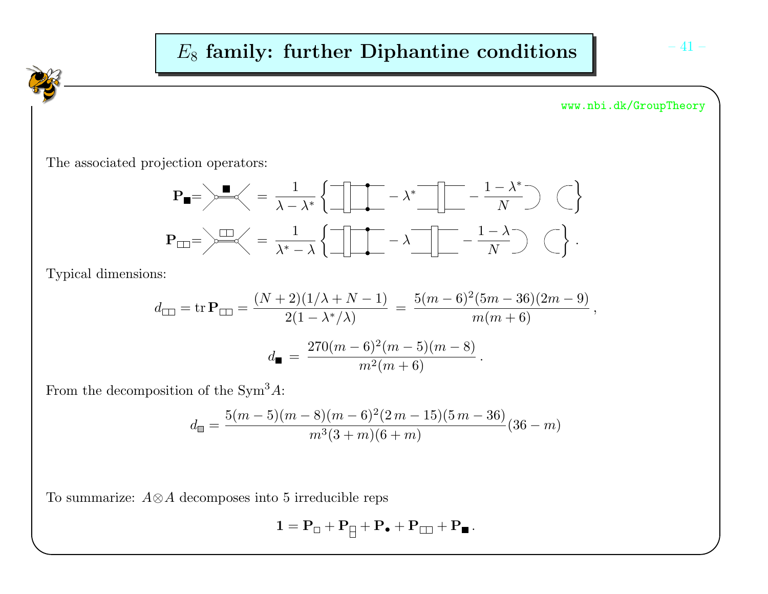# $E_8$ family: further Diphantine conditions

www.nbi.dk/GroupTheory

The associated projection operators:

$$\mathbf{P}_{\blacksquare} = [\text{diagram}] = \frac{1}{\lambda - \lambda^*}\left\{ [\text{diagram}] - \lambda^* [\text{diagram}] - \frac{1-\lambda^*}{N} [\text{diagram}] \right\}$$

$$\mathbf{P}_{\square\square} = [\text{diagram}] = \frac{1}{\lambda^* - \lambda}\left\{ [\text{diagram}] - \lambda [\text{diagram}] - \frac{1-\lambda}{N} [\text{diagram}] \right\}.$$

Typical dimensions:

$$d_{\square\square} = \operatorname{tr} \mathbf{P}_{\square\square} = \frac{(N+2)(1/\lambda + N - 1)}{2(1-\lambda^*/\lambda)} = \frac{5(m-6)^2(5m-36)(2m-9)}{m(m+6)},$$

$$d_{\blacksquare} = \frac{270(m-6)^2(m-5)(m-8)}{m^2(m+6)}.$$

From the decomposition of the $\mathrm{Sym}^3 A$:

$$d_{\square} = \frac{5(m-5)(m-8)(m-6)^2(2\,m-15)(5\,m-36)}{m^3(3+m)(6+m)}(36-m)$$

To summarize: $A \otimes A$ decomposes into 5 irreducible reps

$$\mathbf{1} = \mathbf{P}_{\square} + \mathbf{P}_{\begin{smallmatrix}\square\\\square\end{smallmatrix}} + \mathbf{P}_{\bullet} + \mathbf{P}_{\square\square} + \mathbf{P}_{\blacksquare}.$$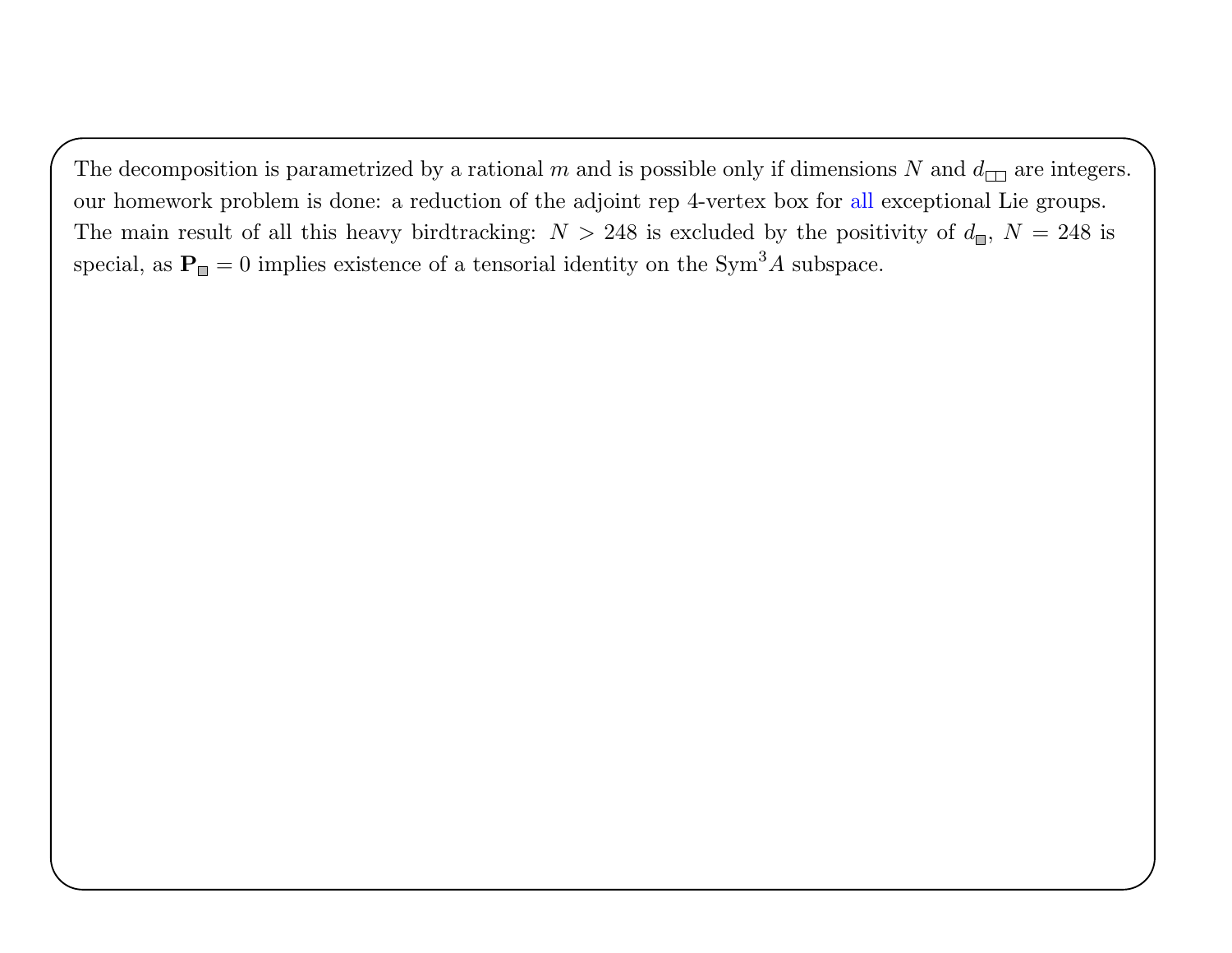The decomposition is parametrized by a rational $m$ and is possible only if dimensions $N$ and $d_{\square\square}$ are integers. our homework problem is done: a reduction of the adjoint rep 4-vertex box for all exceptional Lie groups. The main result of all this heavy birdtracking: $N > 248$ is excluded by the positivity of $d_{\blacksquare}$, $N = 248$ is special, as $\mathbf{P}_{\blacksquare} = 0$ implies existence of a tensorial identity on the $\mathrm{Sym}^3 A$ subspace.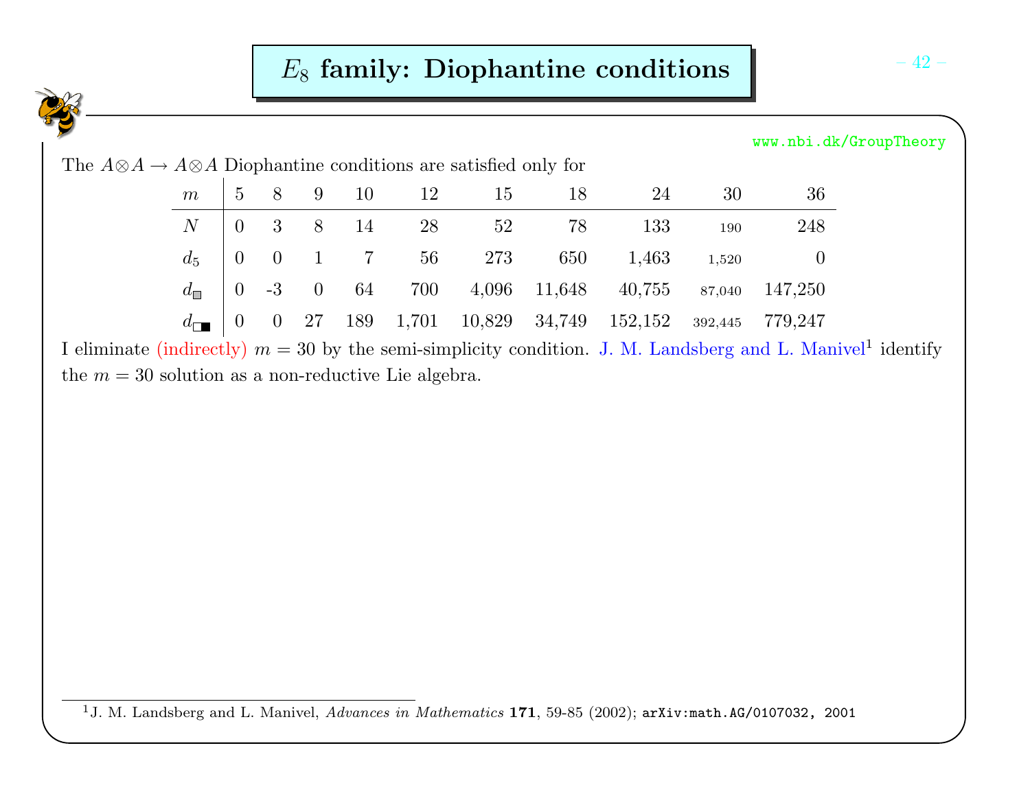# $E_8$ family: Diophantine conditions

www.nbi.dk/GroupTheory

The $A \otimes A \to A \otimes A$ Diophantine conditions are satisfied only for

| $m$ | 5 | 8 | 9 | 10 | 12 | 15 | 18 | 24 | 30 | 36 |
|---|---|---|---|---|---|---|---|---|---|---|
| $N$ | 0 | 3 | 8 | 14 | 28 | 52 | 78 | 133 | 190 | 248 |
| $d_5$ | 0 | 0 | 1 | 7 | 56 | 273 | 650 | 1,463 | 1,520 | 0 |
| $d_{\square}$ | 0 | -3 | 0 | 64 | 700 | 4,096 | 11,648 | 40,755 | 87,040 | 147,250 |
| $d_{\square\blacksquare}$ | 0 | 0 | 27 | 189 | 1,701 | 10,829 | 34,749 | 152,152 | 392,445 | 779,247 |

I eliminate (indirectly) $m = 30$ by the semi-simplicity condition. J. M. Landsberg and L. Manivel[1] identify the $m = 30$ solution as a non-reductive Lie algebra.

---

[1] J. M. Landsberg and L. Manivel, *Advances in Mathematics* **171**, 59-85 (2002); `arXiv:math.AG/0107032, 2001`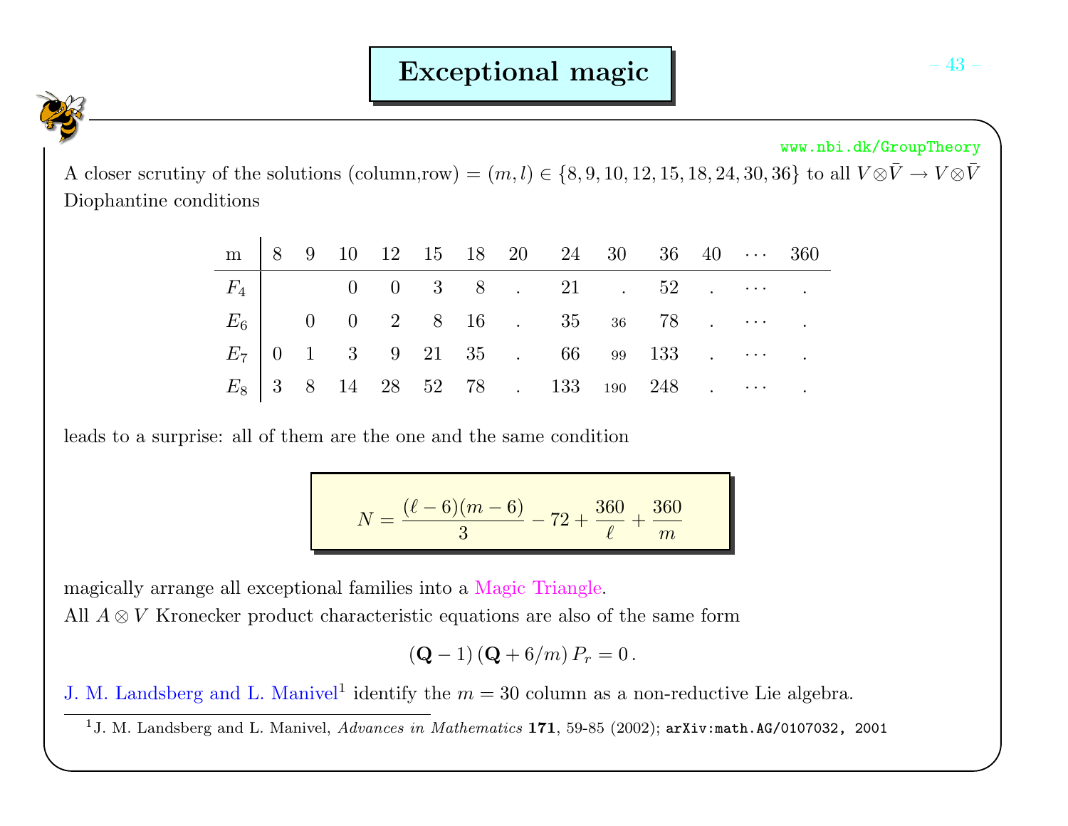# Exceptional magic

www.nbi.dk/GroupTheory

A closer scrutiny of the solutions (column,row) = $(m, l) \in \{8, 9, 10, 12, 15, 18, 24, 30, 36\}$ to all $V \otimes \bar{V} \to V \otimes \bar{V}$ Diophantine conditions

| m | 8 | 9 | 10 | 12 | 15 | 18 | 20 | 24 | 30 | 36 | 40 | $\cdots$ | 360 |
|---|---|---|---|---|---|---|---|---|---|---|---|---|---|
| $F_4$ | | | 0 | 0 | 3 | 8 | . | 21 | . | 52 | . | $\cdots$ | . |
| $E_6$ | | 0 | 0 | 2 | 8 | 16 | . | 35 | 36 | 78 | . | $\cdots$ | . |
| $E_7$ | 0 | 1 | 3 | 9 | 21 | 35 | . | 66 | 99 | 133 | . | $\cdots$ | . |
| $E_8$ | 3 | 8 | 14 | 28 | 52 | 78 | . | 133 | 190 | 248 | . | $\cdots$ | . |

leads to a surprise: all of them are the one and the same condition

$$N = \frac{(\ell - 6)(m - 6)}{3} - 72 + \frac{360}{\ell} + \frac{360}{m}$$

magically arrange all exceptional families into a Magic Triangle.
All $A \otimes V$ Kronecker product characteristic equations are also of the same form

$$(\mathbf{Q} - 1)(\mathbf{Q} + 6/m) P_r = 0 .$$

J. M. Landsberg and L. Manivel[1] identify the $m = 30$ column as a non-reductive Lie algebra.

[1] J. M. Landsberg and L. Manivel, *Advances in Mathematics* **171**, 59-85 (2002); arXiv:math.AG/0107032, 2001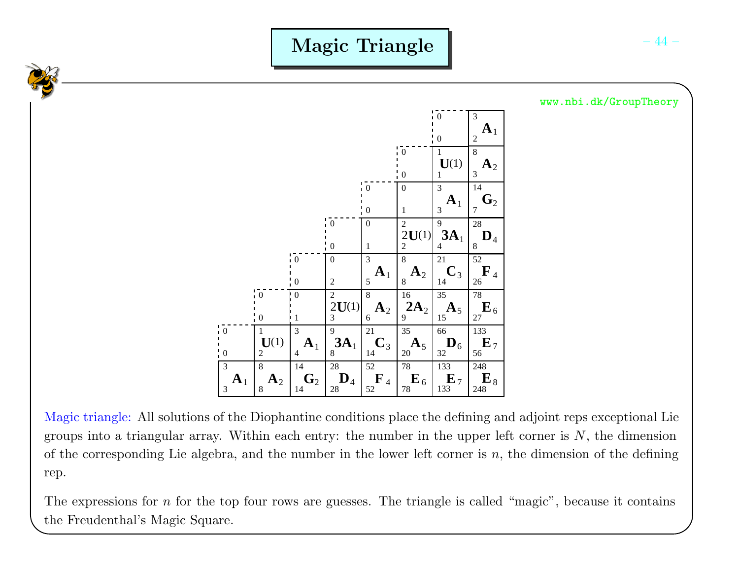# Magic Triangle

www.nbi.dk/GroupTheory

| | | | | | | | |
|---|---|---|---|---|---|---|---|
| | | | | | | 0 / 0 | 3 $\mathbf{A}_1$ 2 |
| | | | | | 0 / 0 | 1 $\mathbf{U}(1)$ 1 | 8 $\mathbf{A}_2$ 3 |
| | | | | 0 / 0 | 0 / 1 | 3 $\mathbf{A}_1$ 3 | 14 $\mathbf{G}_2$ 7 |
| | | | 0 / 0 | 0 / 1 | 2 $2\mathbf{U}(1)$ 2 | 9 $\mathbf{3A}_1$ 4 | 28 $\mathbf{D}_4$ 8 |
| | | 0 / 0 | 0 / 2 | 3 $\mathbf{A}_1$ 5 | 8 $\mathbf{A}_2$ 8 | 21 $\mathbf{C}_3$ 14 | 52 $\mathbf{F}_4$ 26 |
| | 0 / 0 | 0 / 1 | 2 $2\mathbf{U}(1)$ 3 | 8 $\mathbf{A}_2$ 6 | 16 $\mathbf{2A}_2$ 9 | 35 $\mathbf{A}_5$ 15 | 78 $\mathbf{E}_6$ 27 |
| 0 / 0 | 1 $\mathbf{U}(1)$ 2 | 3 $\mathbf{A}_1$ 4 | 9 $\mathbf{3A}_1$ 8 | 21 $\mathbf{C}_3$ 14 | 35 $\mathbf{A}_5$ 20 | 66 $\mathbf{D}_6$ 32 | 133 $\mathbf{E}_7$ 56 |
| 3 $\mathbf{A}_1$ 3 | 8 $\mathbf{A}_2$ 8 | 14 $\mathbf{G}_2$ 14 | 28 $\mathbf{D}_4$ 28 | 52 $\mathbf{F}_4$ 52 | 78 $\mathbf{E}_6$ 78 | 133 $\mathbf{E}_7$ 133 | 248 $\mathbf{E}_8$ 248 |

Magic triangle: All solutions of the Diophantine conditions place the defining and adjoint reps exceptional Lie groups into a triangular array. Within each entry: the number in the upper left corner is $N$, the dimension of the corresponding Lie algebra, and the number in the lower left corner is $n$, the dimension of the defining rep.

The expressions for $n$ for the top four rows are guesses. The triangle is called "magic", because it contains the Freudenthal's Magic Square.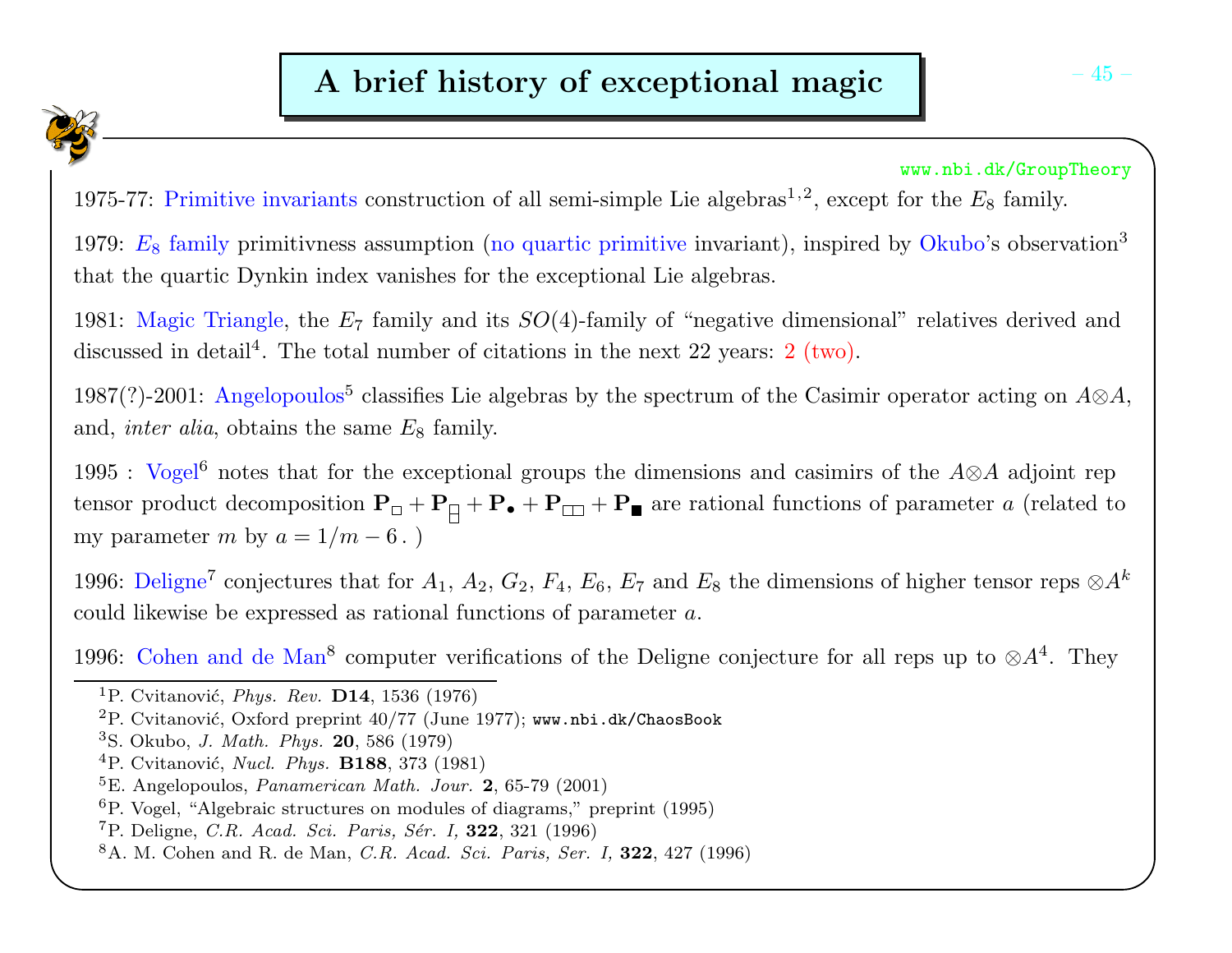# A brief history of exceptional magic

www.nbi.dk/GroupTheory

1975-77: Primitive invariants construction of all semi-simple Lie algebras[1,2], except for the $E_8$ family.

1979: $E_8$ family primitivness assumption (no quartic primitive invariant), inspired by Okubo's observation[3] that the quartic Dynkin index vanishes for the exceptional Lie algebras.

1981: Magic Triangle, the $E_7$ family and its $SO(4)$-family of "negative dimensional" relatives derived and discussed in detail[4]. The total number of citations in the next 22 years: 2 (two).

1987(?)-2001: Angelopoulos[5] classifies Lie algebras by the spectrum of the Casimir operator acting on $A \otimes A$, and, *inter alia*, obtains the same $E_8$ family.

1995 : Vogel[6] notes that for the exceptional groups the dimensions and casimirs of the $A \otimes A$ adjoint rep tensor product decomposition $\mathbf{P}_{\square} + \mathbf{P}_{\boxminus} + \mathbf{P}_{\bullet} + \mathbf{P}_{\square\square} + \mathbf{P}_{\blacksquare}$ are rational functions of parameter $a$ (related to my parameter $m$ by $a = 1/m - 6$ . )

1996: Deligne[7] conjectures that for $A_1$, $A_2$, $G_2$, $F_4$, $E_6$, $E_7$ and $E_8$ the dimensions of higher tensor reps $\otimes A^k$ could likewise be expressed as rational functions of parameter $a$.

1996: Cohen and de Man[8] computer verifications of the Deligne conjecture for all reps up to $\otimes A^4$. They

---

[1] P. Cvitanović, *Phys. Rev.* **D14**, 1536 (1976)

[2] P. Cvitanović, Oxford preprint 40/77 (June 1977); www.nbi.dk/ChaosBook

[3] S. Okubo, *J. Math. Phys.* **20**, 586 (1979)

[4] P. Cvitanović, *Nucl. Phys.* **B188**, 373 (1981)

[5] E. Angelopoulos, *Panamerican Math. Jour.* **2**, 65-79 (2001)

[6] P. Vogel, "Algebraic structures on modules of diagrams," preprint (1995)

[7] P. Deligne, *C.R. Acad. Sci. Paris, Sér. I,* **322**, 321 (1996)

[8] A. M. Cohen and R. de Man, *C.R. Acad. Sci. Paris, Ser. I,* **322**, 427 (1996)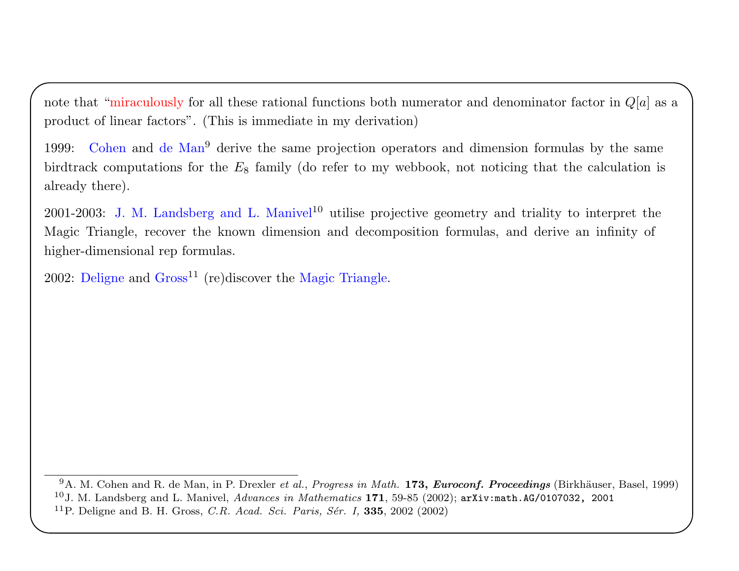note that "miraculously for all these rational functions both numerator and denominator factor in $Q[a]$ as a product of linear factors". (This is immediate in my derivation)

1999: Cohen and de Man[9] derive the same projection operators and dimension formulas by the same birdtrack computations for the $E_8$ family (do refer to my webbook, not noticing that the calculation is already there).

2001-2003: J. M. Landsberg and L. Manivel[10] utilise projective geometry and triality to interpret the Magic Triangle, recover the known dimension and decomposition formulas, and derive an infinity of higher-dimensional rep formulas.

2002: Deligne and Gross[11] (re)discover the Magic Triangle.

---

[9] A. M. Cohen and R. de Man, in P. Drexler *et al.*, *Progress in Math.* **173, *Euroconf. Proceedings*** (Birkhäuser, Basel, 1999)

[10] J. M. Landsberg and L. Manivel, *Advances in Mathematics* **171**, 59-85 (2002); `arXiv:math.AG/0107032, 2001`

[11] P. Deligne and B. H. Gross, *C.R. Acad. Sci. Paris, Sér. I,* **335**, 2002 (2002)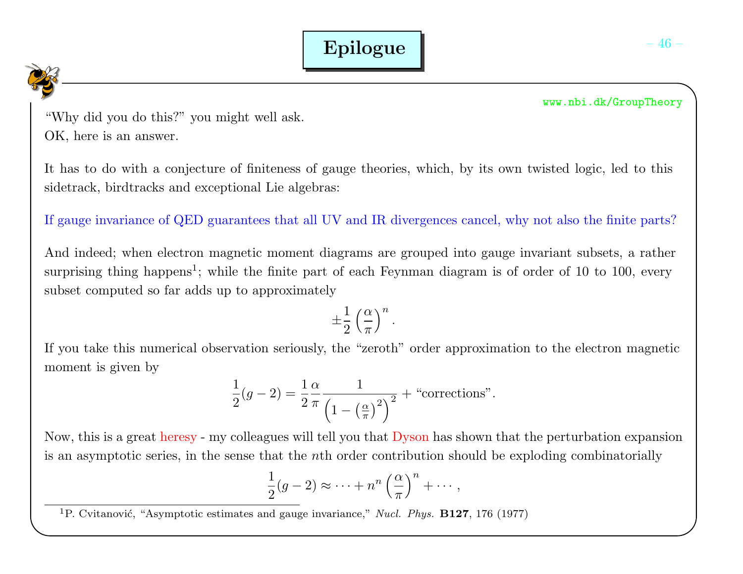# Epilogue

www.nbi.dk/GroupTheory

"Why did you do this?" you might well ask.
OK, here is an answer.

It has to do with a conjecture of finiteness of gauge theories, which, by its own twisted logic, led to this sidetrack, birdtracks and exceptional Lie algebras:

If gauge invariance of QED guarantees that all UV and IR divergences cancel, why not also the finite parts?

And indeed; when electron magnetic moment diagrams are grouped into gauge invariant subsets, a rather surprising thing happens[1]; while the finite part of each Feynman diagram is of order of 10 to 100, every subset computed so far adds up to approximately

$$\pm \frac{1}{2}\left(\frac{\alpha}{\pi}\right)^n .$$

If you take this numerical observation seriously, the "zeroth" order approximation to the electron magnetic moment is given by

$$\frac{1}{2}(g-2) = \frac{1}{2}\frac{\alpha}{\pi}\frac{1}{\left(1-\left(\frac{\alpha}{\pi}\right)^2\right)^2} + \text{"corrections"}.$$

Now, this is a great heresy - my colleagues will tell you that Dyson has shown that the perturbation expansion is an asymptotic series, in the sense that the $n$th order contribution should be exploding combinatorially

$$\frac{1}{2}(g-2) \approx \cdots + n^n\left(\frac{\alpha}{\pi}\right)^n + \cdots ,$$

[1] P. Cvitanović, "Asymptotic estimates and gauge invariance," *Nucl. Phys.* **B127**, 176 (1977)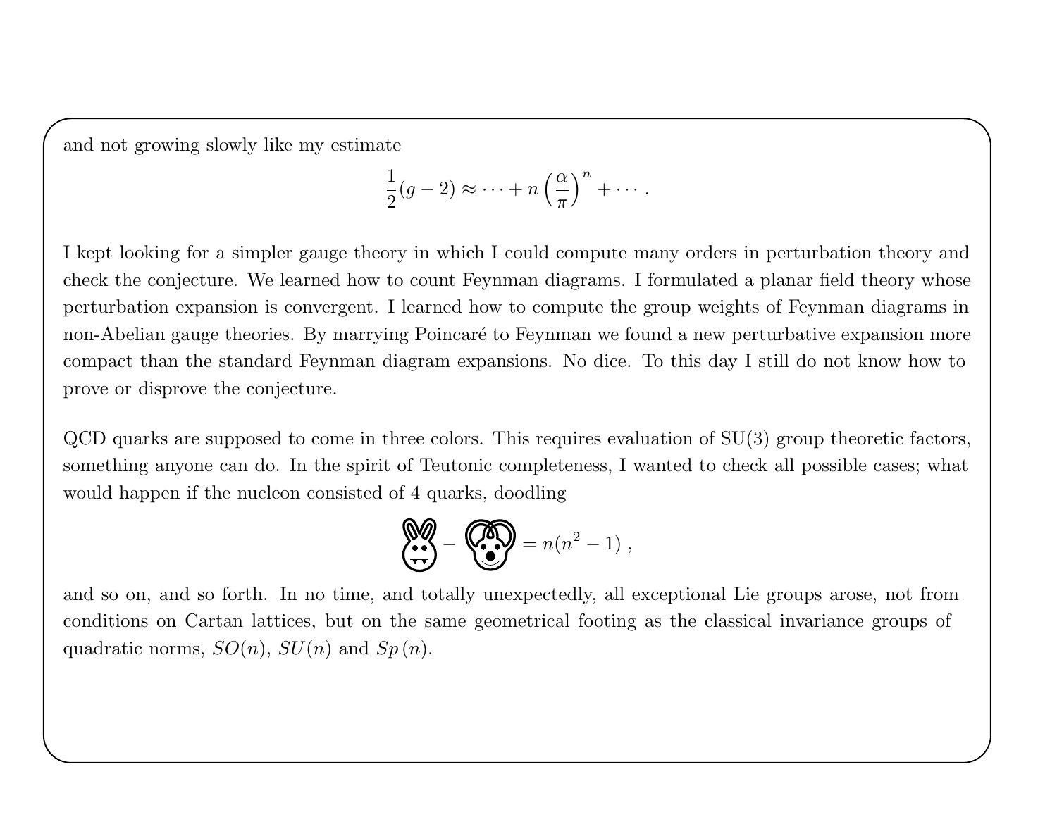and not growing slowly like my estimate

$$\frac{1}{2}(g-2) \approx \cdots + n\left(\frac{\alpha}{\pi}\right)^n + \cdots .$$

I kept looking for a simpler gauge theory in which I could compute many orders in perturbation theory and check the conjecture. We learned how to count Feynman diagrams. I formulated a planar field theory whose perturbation expansion is convergent. I learned how to compute the group weights of Feynman diagrams in non-Abelian gauge theories. By marrying Poincaré to Feynman we found a new perturbative expansion more compact than the standard Feynman diagram expansions. No dice. To this day I still do not know how to prove or disprove the conjecture.

QCD quarks are supposed to come in three colors. This requires evaluation of SU(3) group theoretic factors, something anyone can do. In the spirit of Teutonic completeness, I wanted to check all possible cases; what would happen if the nucleon consisted of 4 quarks, doodling

$$ - \; = n(n^2-1) \ ,$$

and so on, and so forth. In no time, and totally unexpectedly, all exceptional Lie groups arose, not from conditions on Cartan lattices, but on the same geometrical footing as the classical invariance groups of quadratic norms, $SO(n)$, $SU(n)$ and $Sp\,(n)$.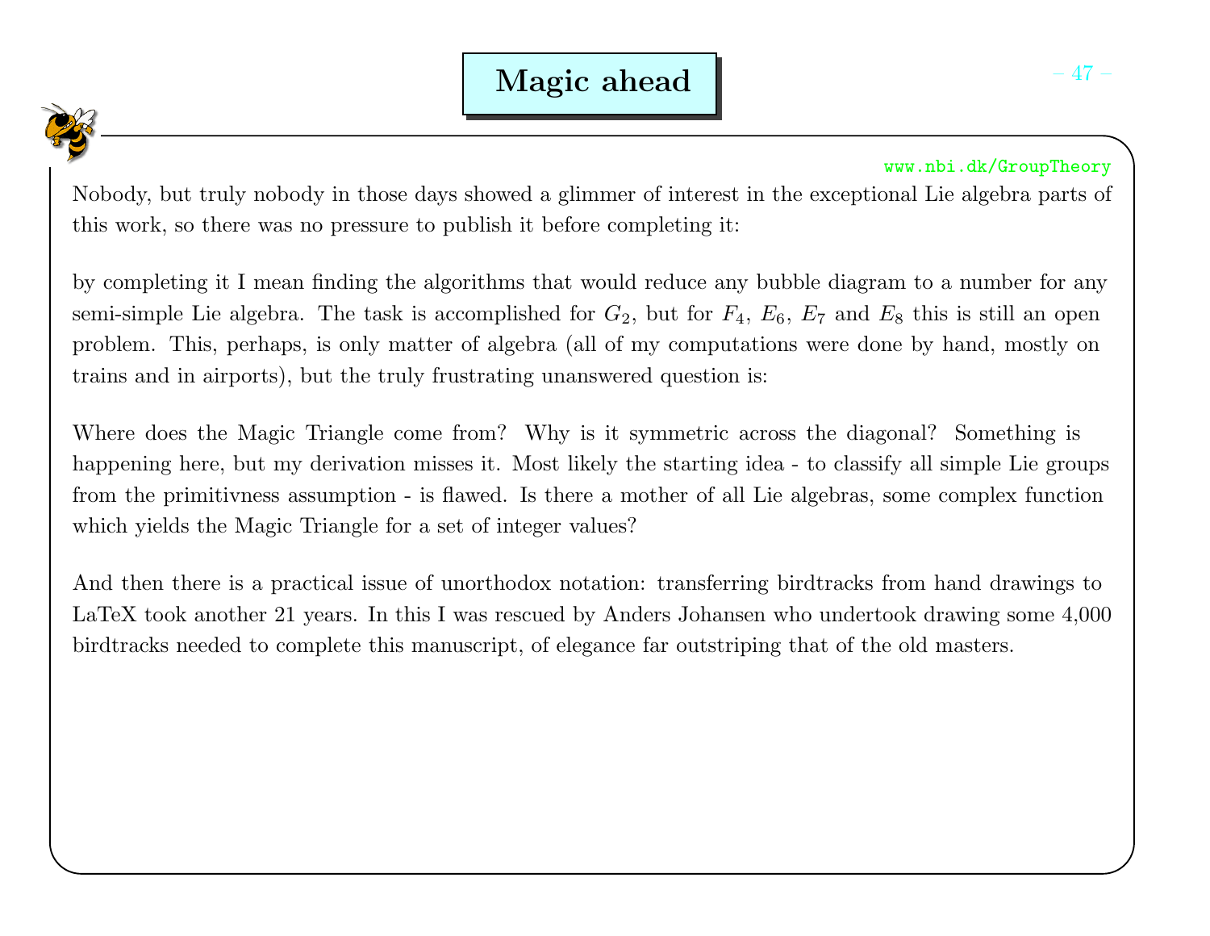# Magic ahead

www.nbi.dk/GroupTheory

Nobody, but truly nobody in those days showed a glimmer of interest in the exceptional Lie algebra parts of this work, so there was no pressure to publish it before completing it:

by completing it I mean finding the algorithms that would reduce any bubble diagram to a number for any semi-simple Lie algebra. The task is accomplished for $G_2$, but for $F_4$, $E_6$, $E_7$ and $E_8$ this is still an open problem. This, perhaps, is only matter of algebra (all of my computations were done by hand, mostly on trains and in airports), but the truly frustrating unanswered question is:

Where does the Magic Triangle come from? Why is it symmetric across the diagonal? Something is happening here, but my derivation misses it. Most likely the starting idea - to classify all simple Lie groups from the primitivness assumption - is flawed. Is there a mother of all Lie algebras, some complex function which yields the Magic Triangle for a set of integer values?

And then there is a practical issue of unorthodox notation: transferring birdtracks from hand drawings to LaTeX took another 21 years. In this I was rescued by Anders Johansen who undertook drawing some 4,000 birdtracks needed to complete this manuscript, of elegance far outstriping that of the old masters.